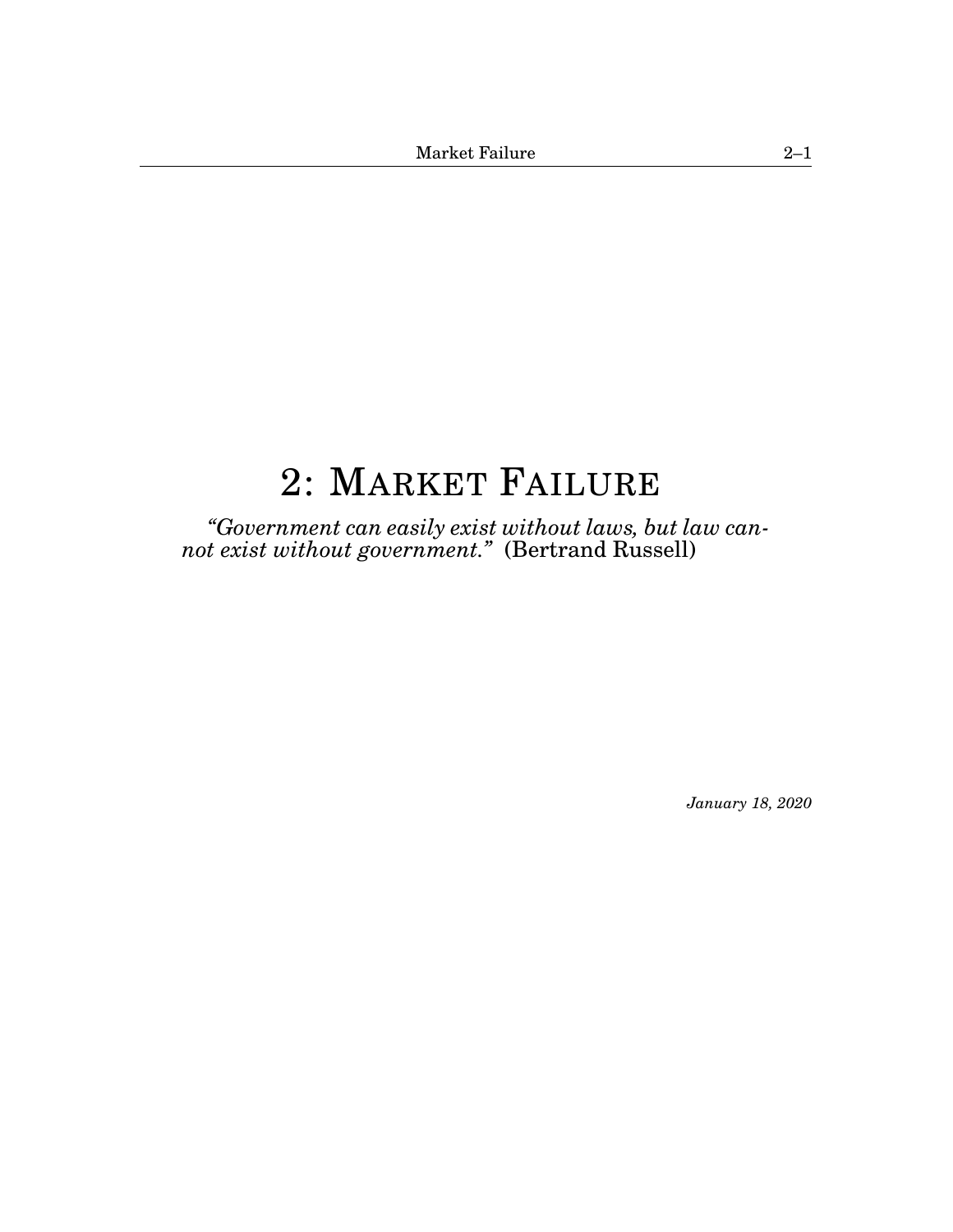# 2: MARKET FAILURE

*"Government can easily exist without laws, but law cannot exist without government."* (Bertrand Russell)

*January 18, 2020*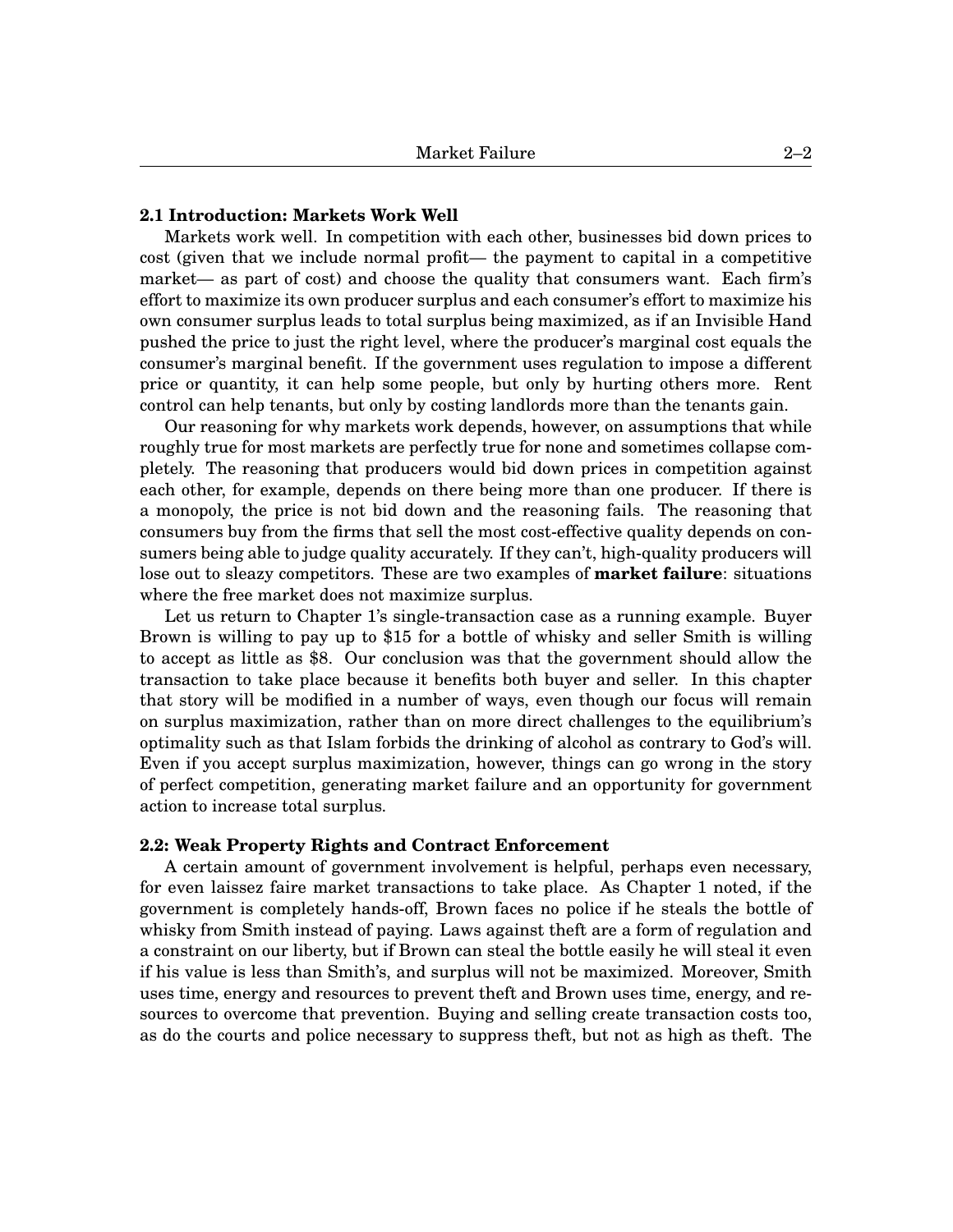### 2.1 Introduction: Markets Work Well

Markets work well. In competition with each other, businesses bid down prices to cost (given that we include normal profit— the payment to capital in a competitive market— as part of cost) and choose the quality that consumers want. Each firm's effort to maximize its own producer surplus and each consumer's effort to maximize his own consumer surplus leads to total surplus being maximized, as if an Invisible Hand pushed the price to just the right level, where the producer's marginal cost equals the consumer's marginal benefit. If the government uses regulation to impose a different price or quantity, it can help some people, but only by hurting others more. Rent control can help tenants, but only by costing landlords more than the tenants gain.

Our reasoning for why markets work depends, however, on assumptions that while roughly true for most markets are perfectly true for none and sometimes collapse completely. The reasoning that producers would bid down prices in competition against each other, for example, depends on there being more than one producer. If there is a monopoly, the price is not bid down and the reasoning fails. The reasoning that consumers buy from the firms that sell the most cost-effective quality depends on consumers being able to judge quality accurately. If they can't, high-quality producers will lose out to sleazy competitors. These are two examples of **market failure**: situations where the free market does not maximize surplus.

Let us return to Chapter 1's single-transaction case as a running example. Buyer Brown is willing to pay up to $15 for a bottle of whisky and seller Smith is willing to accept as little as $8. Our conclusion was that the government should allow the transaction to take place because it benefits both buyer and seller. In this chapter that story will be modified in a number of ways, even though our focus will remain on surplus maximization, rather than on more direct challenges to the equilibrium's optimality such as that Islam forbids the drinking of alcohol as contrary to God's will. Even if you accept surplus maximization, however, things can go wrong in the story of perfect competition, generating market failure and an opportunity for government action to increase total surplus.

### 2.2: Weak Property Rights and Contract Enforcement

A certain amount of government involvement is helpful, perhaps even necessary, for even laissez faire market transactions to take place. As Chapter 1 noted, if the government is completely hands-off, Brown faces no police if he steals the bottle of whisky from Smith instead of paying. Laws against theft are a form of regulation and a constraint on our liberty, but if Brown can steal the bottle easily he will steal it even if his value is less than Smith's, and surplus will not be maximized. Moreover, Smith uses time, energy and resources to prevent theft and Brown uses time, energy, and resources to overcome that prevention. Buying and selling create transaction costs too, as do the courts and police necessary to suppress theft, but not as high as theft. The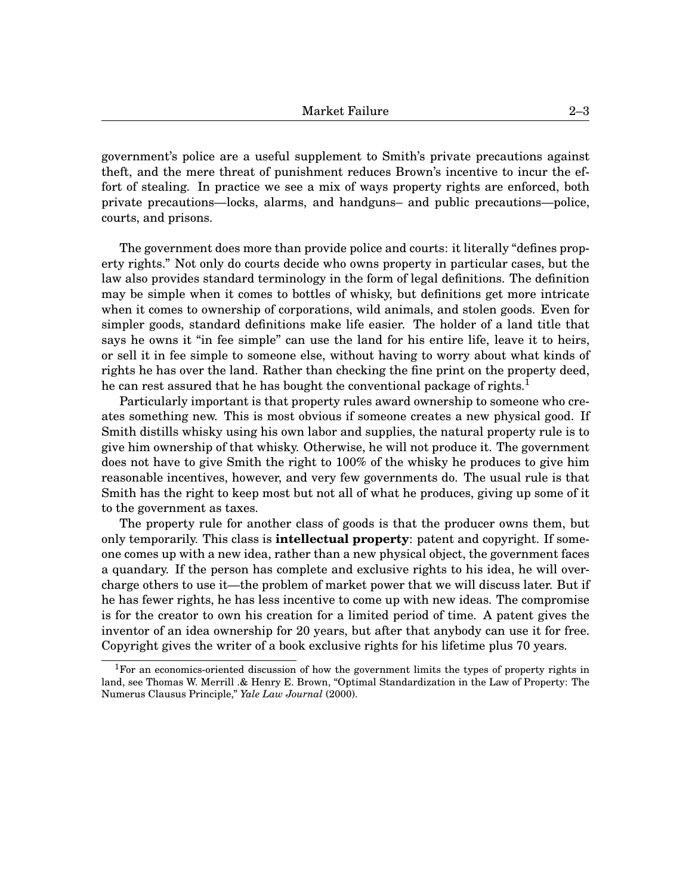government's police are a useful supplement to Smith's private precautions against theft, and the mere threat of punishment reduces Brown's incentive to incur the effort of stealing. In practice we see a mix of ways property rights are enforced, both private precautions—locks, alarms, and handguns– and public precautions—police, courts, and prisons.

The government does more than provide police and courts: it literally "defines property rights." Not only do courts decide who owns property in particular cases, but the law also provides standard terminology in the form of legal definitions. The definition may be simple when it comes to bottles of whisky, but definitions get more intricate when it comes to ownership of corporations, wild animals, and stolen goods. Even for simpler goods, standard definitions make life easier. The holder of a land title that says he owns it "in fee simple" can use the land for his entire life, leave it to heirs, or sell it in fee simple to someone else, without having to worry about what kinds of rights he has over the land. Rather than checking the fine print on the property deed, he can rest assured that he has bought the conventional package of rights.[1]

Particularly important is that property rules award ownership to someone who creates something new. This is most obvious if someone creates a new physical good. If Smith distills whisky using his own labor and supplies, the natural property rule is to give him ownership of that whisky. Otherwise, he will not produce it. The government does not have to give Smith the right to 100% of the whisky he produces to give him reasonable incentives, however, and very few governments do. The usual rule is that Smith has the right to keep most but not all of what he produces, giving up some of it to the government as taxes.

The property rule for another class of goods is that the producer owns them, but only temporarily. This class is **intellectual property**: patent and copyright. If someone comes up with a new idea, rather than a new physical object, the government faces a quandary. If the person has complete and exclusive rights to his idea, he will overcharge others to use it—the problem of market power that we will discuss later. But if he has fewer rights, he has less incentive to come up with new ideas. The compromise is for the creator to own his creation for a limited period of time. A patent gives the inventor of an idea ownership for 20 years, but after that anybody can use it for free. Copyright gives the writer of a book exclusive rights for his lifetime plus 70 years.

[1] For an economics-oriented discussion of how the government limits the types of property rights in land, see Thomas W. Merrill .& Henry E. Brown, "Optimal Standardization in the Law of Property: The Numerus Clausus Principle," *Yale Law Journal* (2000).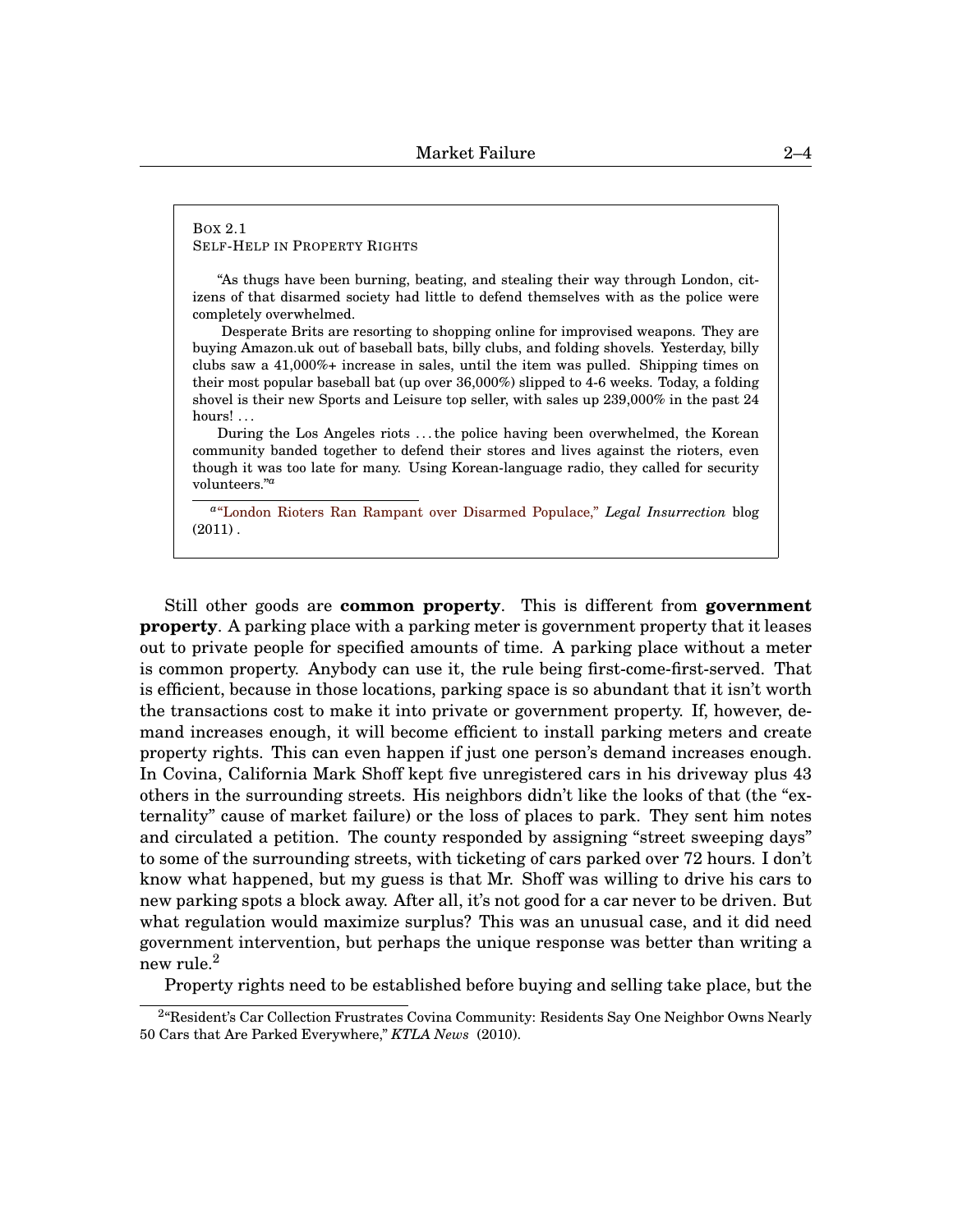Box 2.1
Self-Help in Property Rights

"As thugs have been burning, beating, and stealing their way through London, citizens of that disarmed society had little to defend themselves with as the police were completely overwhelmed.

Desperate Brits are resorting to shopping online for improvised weapons. They are buying Amazon.uk out of baseball bats, billy clubs, and folding shovels. Yesterday, billy clubs saw a 41,000%+ increase in sales, until the item was pulled. Shipping times on their most popular baseball bat (up over 36,000%) slipped to 4-6 weeks. Today, a folding shovel is their new Sports and Leisure top seller, with sales up 239,000% in the past 24 hours! . . .

During the Los Angeles riots . . . the police having been overwhelmed, the Korean community banded together to defend their stores and lives against the rioters, even though it was too late for many. Using Korean-language radio, they called for security volunteers."[a]

[a] "London Rioters Ran Rampant over Disarmed Populace," *Legal Insurrection* blog (2011) .

Still other goods are **common property**. This is different from **government property**. A parking place with a parking meter is government property that it leases out to private people for specified amounts of time. A parking place without a meter is common property. Anybody can use it, the rule being first-come-first-served. That is efficient, because in those locations, parking space is so abundant that it isn't worth the transactions cost to make it into private or government property. If, however, demand increases enough, it will become efficient to install parking meters and create property rights. This can even happen if just one person's demand increases enough. In Covina, California Mark Shoff kept five unregistered cars in his driveway plus 43 others in the surrounding streets. His neighbors didn't like the looks of that (the "externality" cause of market failure) or the loss of places to park. They sent him notes and circulated a petition. The county responded by assigning "street sweeping days" to some of the surrounding streets, with ticketing of cars parked over 72 hours. I don't know what happened, but my guess is that Mr. Shoff was willing to drive his cars to new parking spots a block away. After all, it's not good for a car never to be driven. But what regulation would maximize surplus? This was an unusual case, and it did need government intervention, but perhaps the unique response was better than writing a new rule.[2]

Property rights need to be established before buying and selling take place, but the

[2] "Resident's Car Collection Frustrates Covina Community: Residents Say One Neighbor Owns Nearly 50 Cars that Are Parked Everywhere," *KTLA News* (2010).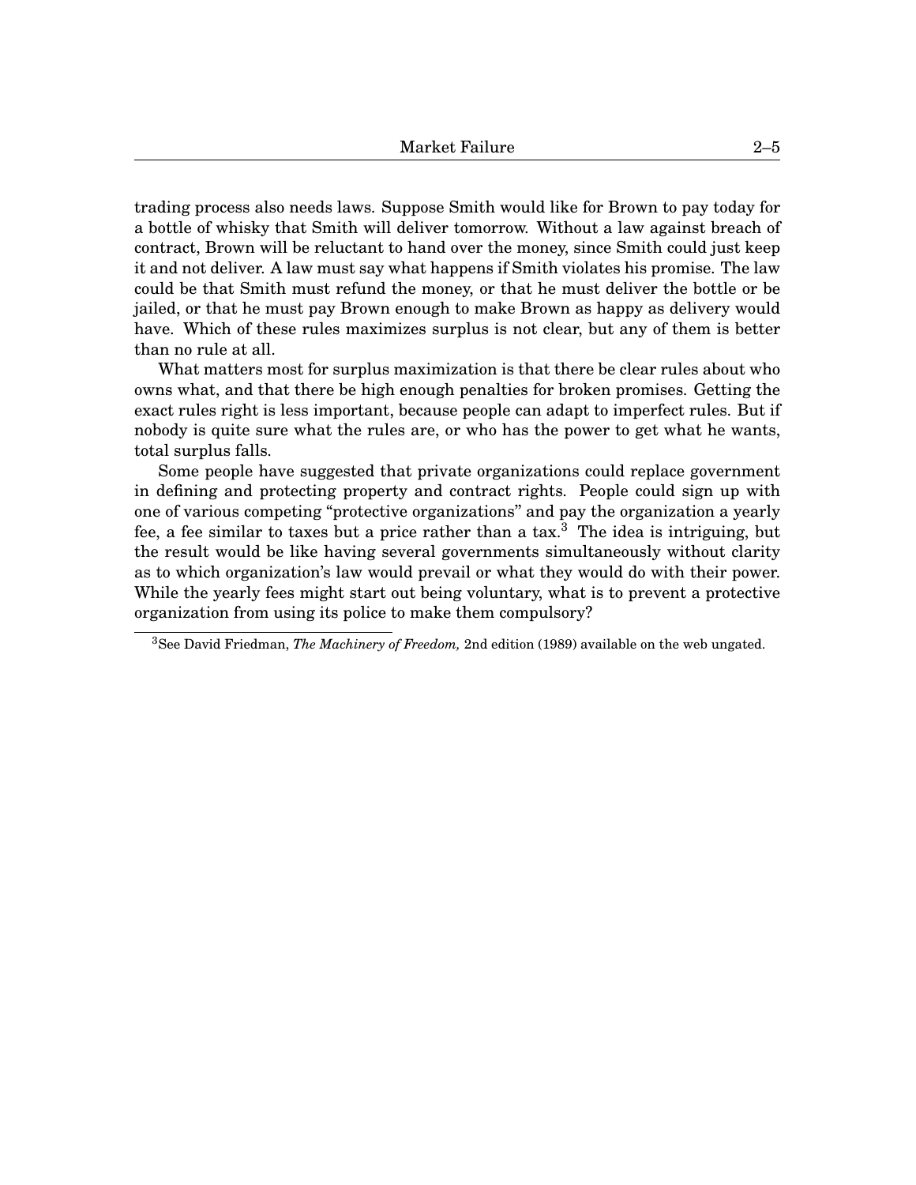trading process also needs laws. Suppose Smith would like for Brown to pay today for a bottle of whisky that Smith will deliver tomorrow. Without a law against breach of contract, Brown will be reluctant to hand over the money, since Smith could just keep it and not deliver. A law must say what happens if Smith violates his promise. The law could be that Smith must refund the money, or that he must deliver the bottle or be jailed, or that he must pay Brown enough to make Brown as happy as delivery would have. Which of these rules maximizes surplus is not clear, but any of them is better than no rule at all.

What matters most for surplus maximization is that there be clear rules about who owns what, and that there be high enough penalties for broken promises. Getting the exact rules right is less important, because people can adapt to imperfect rules. But if nobody is quite sure what the rules are, or who has the power to get what he wants, total surplus falls.

Some people have suggested that private organizations could replace government in defining and protecting property and contract rights. People could sign up with one of various competing "protective organizations" and pay the organization a yearly fee, a fee similar to taxes but a price rather than a tax.[3] The idea is intriguing, but the result would be like having several governments simultaneously without clarity as to which organization's law would prevail or what they would do with their power. While the yearly fees might start out being voluntary, what is to prevent a protective organization from using its police to make them compulsory?

[3] See David Friedman, *The Machinery of Freedom,* 2nd edition (1989) available on the web ungated.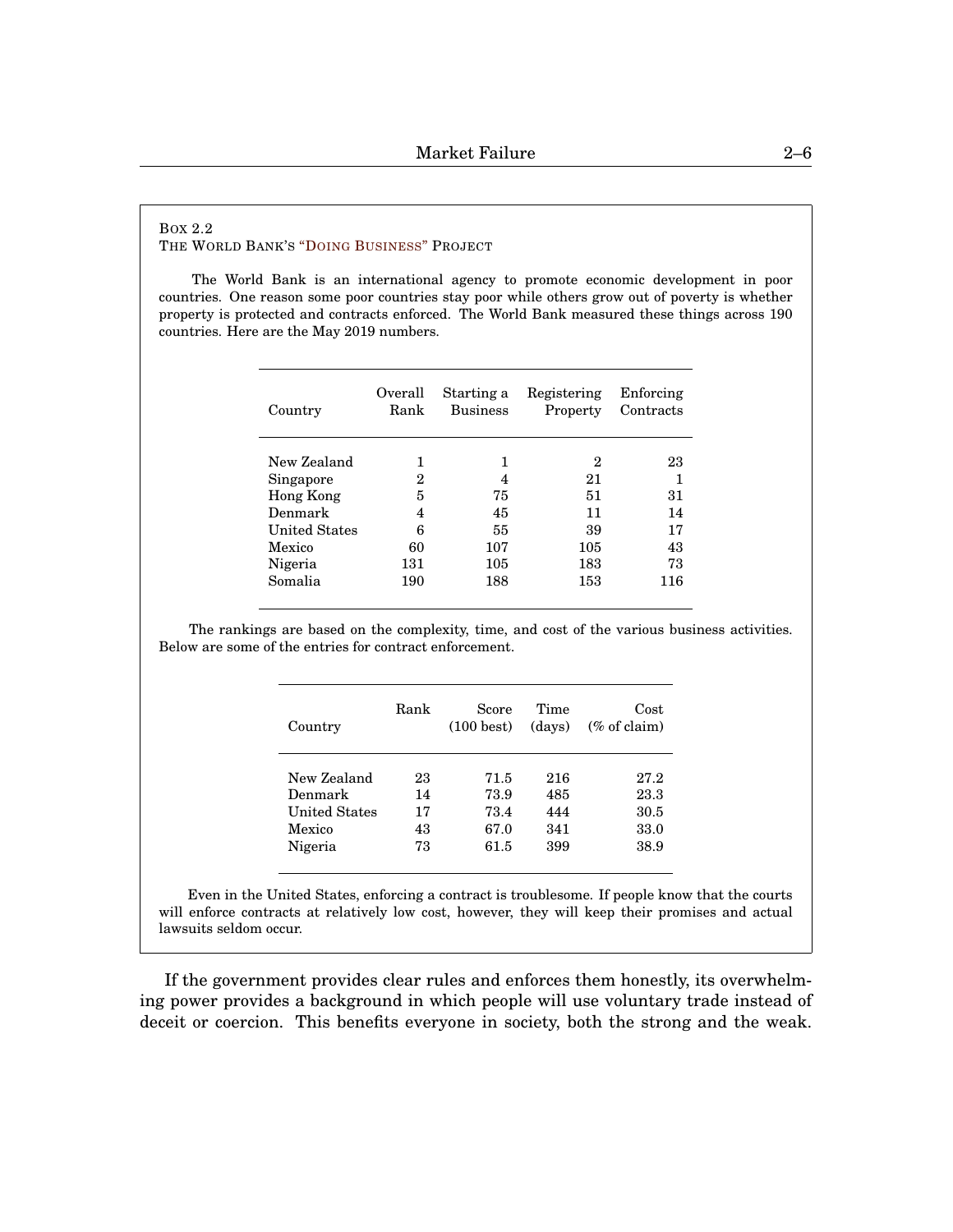Box 2.2

The World Bank's "Doing Business" Project

The World Bank is an international agency to promote economic development in poor countries. One reason some poor countries stay poor while others grow out of poverty is whether property is protected and contracts enforced. The World Bank measured these things across 190 countries. Here are the May 2019 numbers.

| Country | Overall Rank | Starting a Business | Registering Property | Enforcing Contracts |
|---|---|---|---|---|
| New Zealand | 1 | 1 | 2 | 23 |
| Singapore | 2 | 4 | 21 | 1 |
| Hong Kong | 5 | 75 | 51 | 31 |
| Denmark | 4 | 45 | 11 | 14 |
| United States | 6 | 55 | 39 | 17 |
| Mexico | 60 | 107 | 105 | 43 |
| Nigeria | 131 | 105 | 183 | 73 |
| Somalia | 190 | 188 | 153 | 116 |

The rankings are based on the complexity, time, and cost of the various business activities. Below are some of the entries for contract enforcement.

| Country | Rank | Score (100 best) | Time (days) | Cost (% of claim) |
|---|---|---|---|---|
| New Zealand | 23 | 71.5 | 216 | 27.2 |
| Denmark | 14 | 73.9 | 485 | 23.3 |
| United States | 17 | 73.4 | 444 | 30.5 |
| Mexico | 43 | 67.0 | 341 | 33.0 |
| Nigeria | 73 | 61.5 | 399 | 38.9 |

Even in the United States, enforcing a contract is troublesome. If people know that the courts will enforce contracts at relatively low cost, however, they will keep their promises and actual lawsuits seldom occur.

If the government provides clear rules and enforces them honestly, its overwhelming power provides a background in which people will use voluntary trade instead of deceit or coercion. This benefits everyone in society, both the strong and the weak.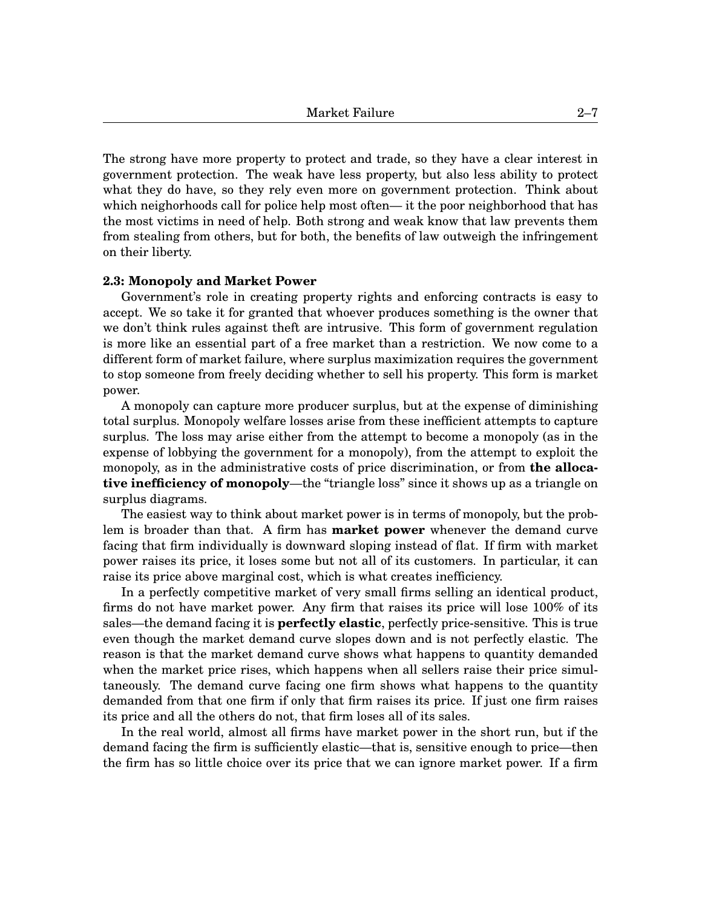The strong have more property to protect and trade, so they have a clear interest in government protection. The weak have less property, but also less ability to protect what they do have, so they rely even more on government protection. Think about which neighorhoods call for police help most often— it the poor neighborhood that has the most victims in need of help. Both strong and weak know that law prevents them from stealing from others, but for both, the benefits of law outweigh the infringement on their liberty.

### 2.3: Monopoly and Market Power

Government's role in creating property rights and enforcing contracts is easy to accept. We so take it for granted that whoever produces something is the owner that we don't think rules against theft are intrusive. This form of government regulation is more like an essential part of a free market than a restriction. We now come to a different form of market failure, where surplus maximization requires the government to stop someone from freely deciding whether to sell his property. This form is market power.

A monopoly can capture more producer surplus, but at the expense of diminishing total surplus. Monopoly welfare losses arise from these inefficient attempts to capture surplus. The loss may arise either from the attempt to become a monopoly (as in the expense of lobbying the government for a monopoly), from the attempt to exploit the monopoly, as in the administrative costs of price discrimination, or from **the allocative inefficiency of monopoly**—the "triangle loss" since it shows up as a triangle on surplus diagrams.

The easiest way to think about market power is in terms of monopoly, but the problem is broader than that. A firm has **market power** whenever the demand curve facing that firm individually is downward sloping instead of flat. If firm with market power raises its price, it loses some but not all of its customers. In particular, it can raise its price above marginal cost, which is what creates inefficiency.

In a perfectly competitive market of very small firms selling an identical product, firms do not have market power. Any firm that raises its price will lose 100% of its sales—the demand facing it is **perfectly elastic**, perfectly price-sensitive. This is true even though the market demand curve slopes down and is not perfectly elastic. The reason is that the market demand curve shows what happens to quantity demanded when the market price rises, which happens when all sellers raise their price simultaneously. The demand curve facing one firm shows what happens to the quantity demanded from that one firm if only that firm raises its price. If just one firm raises its price and all the others do not, that firm loses all of its sales.

In the real world, almost all firms have market power in the short run, but if the demand facing the firm is sufficiently elastic—that is, sensitive enough to price—then the firm has so little choice over its price that we can ignore market power. If a firm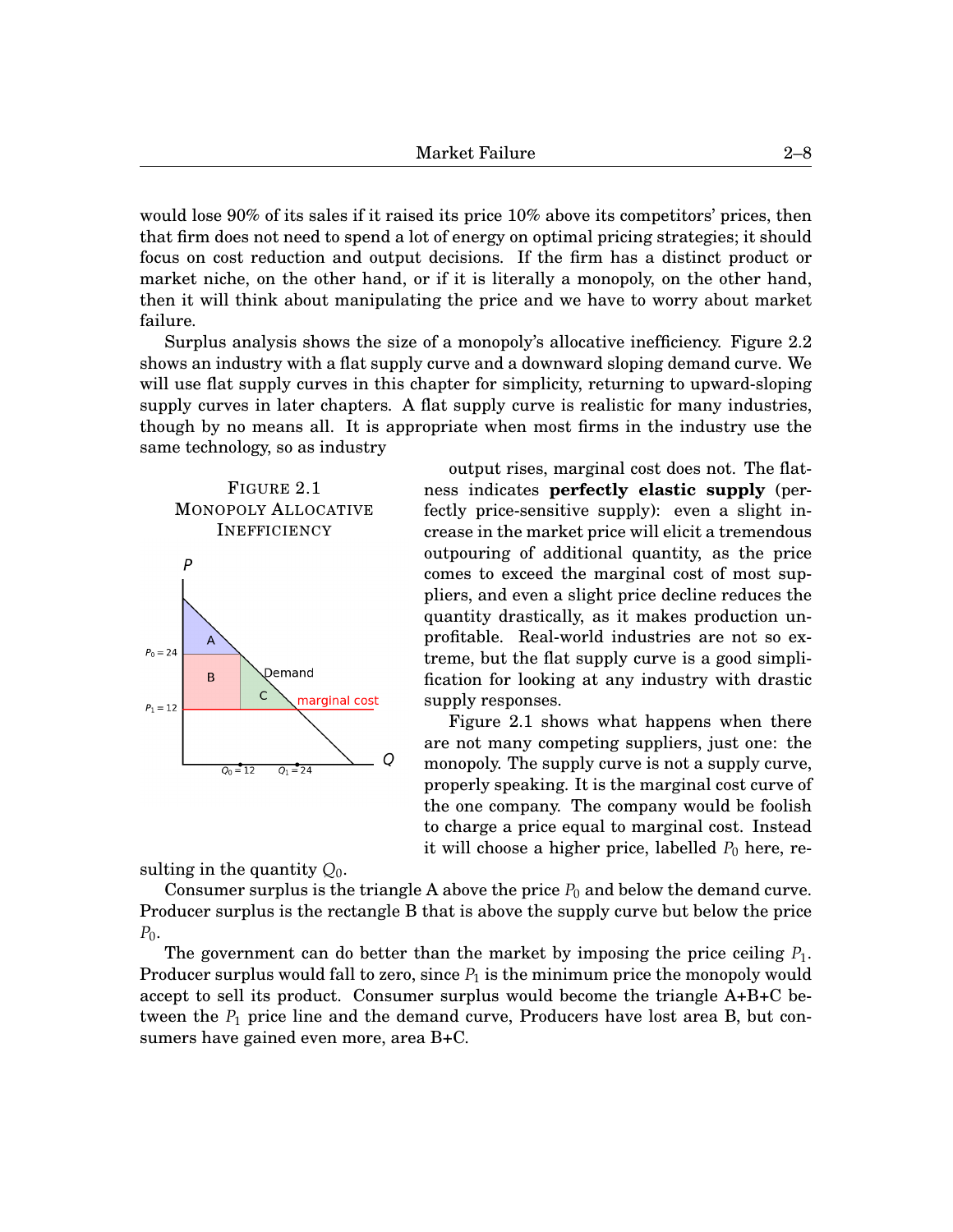would lose 90% of its sales if it raised its price 10% above its competitors' prices, then that firm does not need to spend a lot of energy on optimal pricing strategies; it should focus on cost reduction and output decisions. If the firm has a distinct product or market niche, on the other hand, or if it is literally a monopoly, on the other hand, then it will think about manipulating the price and we have to worry about market failure.

Surplus analysis shows the size of a monopoly's allocative inefficiency. Figure 2.2 shows an industry with a flat supply curve and a downward sloping demand curve. We will use flat supply curves in this chapter for simplicity, returning to upward-sloping supply curves in later chapters. A flat supply curve is realistic for many industries, though by no means all. It is appropriate when most firms in the industry use the same technology, so as industry output rises, marginal cost does not. The flatness indicates **perfectly elastic supply** (perfectly price-sensitive supply): even a slight increase in the market price will elicit a tremendous outpouring of additional quantity, as the price comes to exceed the marginal cost of most suppliers, and even a slight price decline reduces the quantity drastically, as it makes production unprofitable. Real-world industries are not so extreme, but the flat supply curve is a good simplification for looking at any industry with drastic supply responses.

FIGURE 2.1
MONOPOLY ALLOCATIVE INEFFICIENCY

Figure 2.1 shows what happens when there are not many competing suppliers, just one: the monopoly. The supply curve is not a supply curve, properly speaking. It is the marginal cost curve of the one company. The company would be foolish to charge a price equal to marginal cost. Instead it will choose a higher price, labelled $P_0$ here, resulting in the quantity $Q_0$.

Consumer surplus is the triangle A above the price $P_0$ and below the demand curve. Producer surplus is the rectangle B that is above the supply curve but below the price $P_0$.

The government can do better than the market by imposing the price ceiling $P_1$. Producer surplus would fall to zero, since $P_1$ is the minimum price the monopoly would accept to sell its product. Consumer surplus would become the triangle A+B+C between the $P_1$ price line and the demand curve, Producers have lost area B, but consumers have gained even more, area B+C.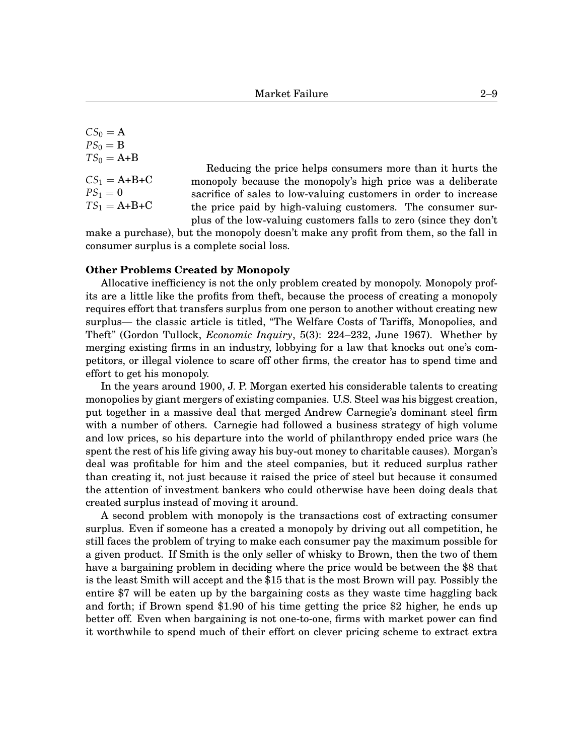$CS_0 = $ A
$PS_0 = $ B
$TS_0 = $ A+B

$CS_1 = $ A+B+C
$PS_1 = 0$
$TS_1 = $ A+B+C

Reducing the price helps consumers more than it hurts the monopoly because the monopoly's high price was a deliberate sacrifice of sales to low-valuing customers in order to increase the price paid by high-valuing customers. The consumer surplus of the low-valuing customers falls to zero (since they don't make a purchase), but the monopoly doesn't make any profit from them, so the fall in consumer surplus is a complete social loss.

**Other Problems Created by Monopoly**

Allocative inefficiency is not the only problem created by monopoly. Monopoly profits are a little like the profits from theft, because the process of creating a monopoly requires effort that transfers surplus from one person to another without creating new surplus— the classic article is titled, "The Welfare Costs of Tariffs, Monopolies, and Theft" (Gordon Tullock, *Economic Inquiry*, 5(3): 224–232, June 1967). Whether by merging existing firms in an industry, lobbying for a law that knocks out one's competitors, or illegal violence to scare off other firms, the creator has to spend time and effort to get his monopoly.

In the years around 1900, J. P. Morgan exerted his considerable talents to creating monopolies by giant mergers of existing companies. U.S. Steel was his biggest creation, put together in a massive deal that merged Andrew Carnegie's dominant steel firm with a number of others. Carnegie had followed a business strategy of high volume and low prices, so his departure into the world of philanthropy ended price wars (he spent the rest of his life giving away his buy-out money to charitable causes). Morgan's deal was profitable for him and the steel companies, but it reduced surplus rather than creating it, not just because it raised the price of steel but because it consumed the attention of investment bankers who could otherwise have been doing deals that created surplus instead of moving it around.

A second problem with monopoly is the transactions cost of extracting consumer surplus. Even if someone has a created a monopoly by driving out all competition, he still faces the problem of trying to make each consumer pay the maximum possible for a given product. If Smith is the only seller of whisky to Brown, then the two of them have a bargaining problem in deciding where the price would be between the $8 that is the least Smith will accept and the $15 that is the most Brown will pay. Possibly the entire $7 will be eaten up by the bargaining costs as they waste time haggling back and forth; if Brown spend $1.90 of his time getting the price $2 higher, he ends up better off. Even when bargaining is not one-to-one, firms with market power can find it worthwhile to spend much of their effort on clever pricing scheme to extract extra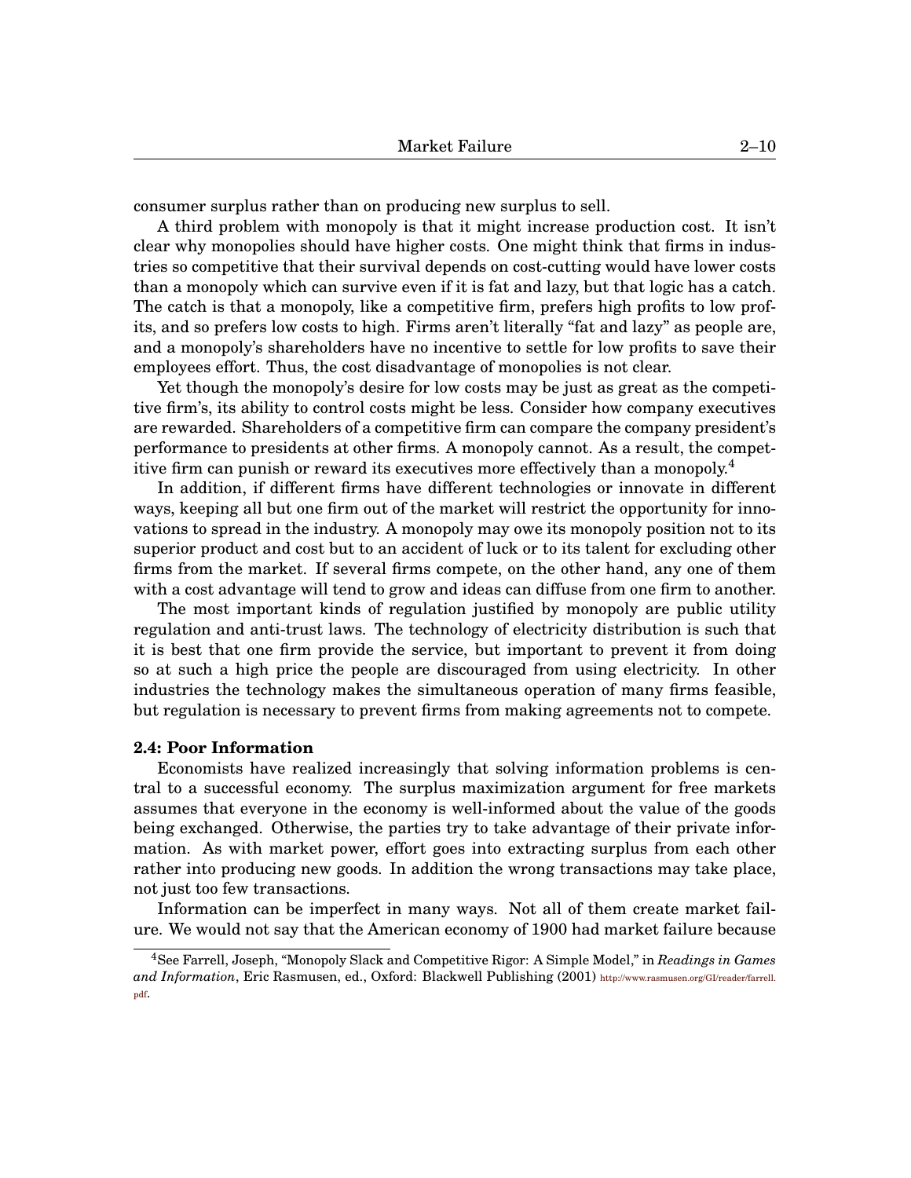consumer surplus rather than on producing new surplus to sell.

A third problem with monopoly is that it might increase production cost. It isn't clear why monopolies should have higher costs. One might think that firms in industries so competitive that their survival depends on cost-cutting would have lower costs than a monopoly which can survive even if it is fat and lazy, but that logic has a catch. The catch is that a monopoly, like a competitive firm, prefers high profits to low profits, and so prefers low costs to high. Firms aren't literally "fat and lazy" as people are, and a monopoly's shareholders have no incentive to settle for low profits to save their employees effort. Thus, the cost disadvantage of monopolies is not clear.

Yet though the monopoly's desire for low costs may be just as great as the competitive firm's, its ability to control costs might be less. Consider how company executives are rewarded. Shareholders of a competitive firm can compare the company president's performance to presidents at other firms. A monopoly cannot. As a result, the competitive firm can punish or reward its executives more effectively than a monopoly.[4]

In addition, if different firms have different technologies or innovate in different ways, keeping all but one firm out of the market will restrict the opportunity for innovations to spread in the industry. A monopoly may owe its monopoly position not to its superior product and cost but to an accident of luck or to its talent for excluding other firms from the market. If several firms compete, on the other hand, any one of them with a cost advantage will tend to grow and ideas can diffuse from one firm to another.

The most important kinds of regulation justified by monopoly are public utility regulation and anti-trust laws. The technology of electricity distribution is such that it is best that one firm provide the service, but important to prevent it from doing so at such a high price the people are discouraged from using electricity. In other industries the technology makes the simultaneous operation of many firms feasible, but regulation is necessary to prevent firms from making agreements not to compete.

**2.4: Poor Information**

Economists have realized increasingly that solving information problems is central to a successful economy. The surplus maximization argument for free markets assumes that everyone in the economy is well-informed about the value of the goods being exchanged. Otherwise, the parties try to take advantage of their private information. As with market power, effort goes into extracting surplus from each other rather into producing new goods. In addition the wrong transactions may take place, not just too few transactions.

Information can be imperfect in many ways. Not all of them create market failure. We would not say that the American economy of 1900 had market failure because

[4] See Farrell, Joseph, "Monopoly Slack and Competitive Rigor: A Simple Model," in *Readings in Games and Information*, Eric Rasmusen, ed., Oxford: Blackwell Publishing (2001) http://www.rasmusen.org/GI/reader/farrell.pdf.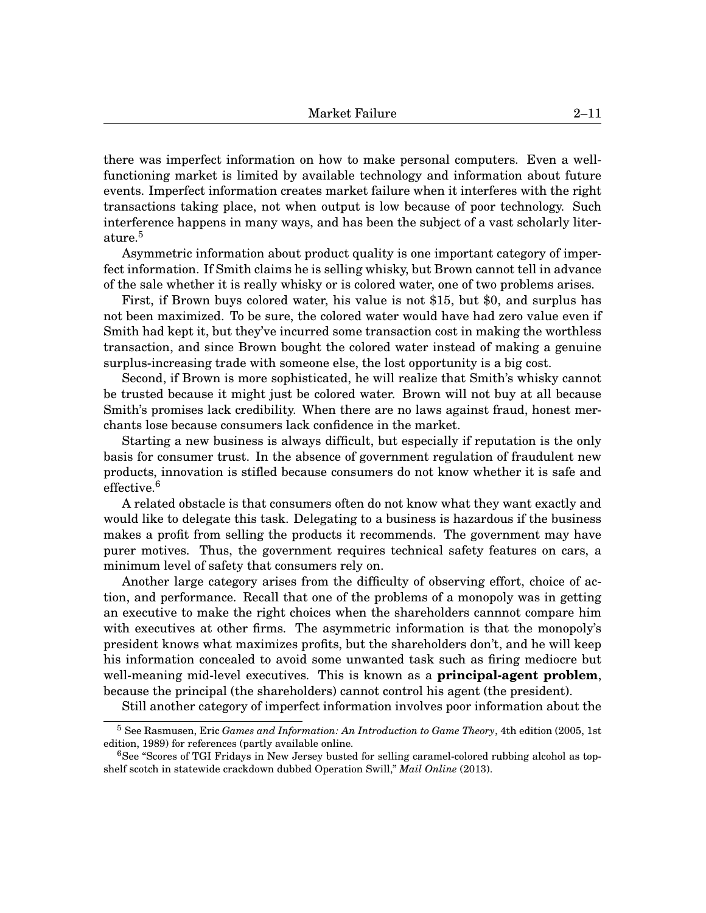there was imperfect information on how to make personal computers. Even a well-functioning market is limited by available technology and information about future events. Imperfect information creates market failure when it interferes with the right transactions taking place, not when output is low because of poor technology. Such interference happens in many ways, and has been the subject of a vast scholarly literature.[5]

Asymmetric information about product quality is one important category of imperfect information. If Smith claims he is selling whisky, but Brown cannot tell in advance of the sale whether it is really whisky or is colored water, one of two problems arises.

First, if Brown buys colored water, his value is not $15, but $0, and surplus has not been maximized. To be sure, the colored water would have had zero value even if Smith had kept it, but they've incurred some transaction cost in making the worthless transaction, and since Brown bought the colored water instead of making a genuine surplus-increasing trade with someone else, the lost opportunity is a big cost.

Second, if Brown is more sophisticated, he will realize that Smith's whisky cannot be trusted because it might just be colored water. Brown will not buy at all because Smith's promises lack credibility. When there are no laws against fraud, honest merchants lose because consumers lack confidence in the market.

Starting a new business is always difficult, but especially if reputation is the only basis for consumer trust. In the absence of government regulation of fraudulent new products, innovation is stifled because consumers do not know whether it is safe and effective.[6]

A related obstacle is that consumers often do not know what they want exactly and would like to delegate this task. Delegating to a business is hazardous if the business makes a profit from selling the products it recommends. The government may have purer motives. Thus, the government requires technical safety features on cars, a minimum level of safety that consumers rely on.

Another large category arises from the difficulty of observing effort, choice of action, and performance. Recall that one of the problems of a monopoly was in getting an executive to make the right choices when the shareholders cannnot compare him with executives at other firms. The asymmetric information is that the monopoly's president knows what maximizes profits, but the shareholders don't, and he will keep his information concealed to avoid some unwanted task such as firing mediocre but well-meaning mid-level executives. This is known as a **principal-agent problem**, because the principal (the shareholders) cannot control his agent (the president).

Still another category of imperfect information involves poor information about the

---

[5] See Rasmusen, Eric *Games and Information: An Introduction to Game Theory*, 4th edition (2005, 1st edition, 1989) for references (partly available online.

[6] See "Scores of TGI Fridays in New Jersey busted for selling caramel-colored rubbing alcohol as top-shelf scotch in statewide crackdown dubbed Operation Swill," *Mail Online* (2013).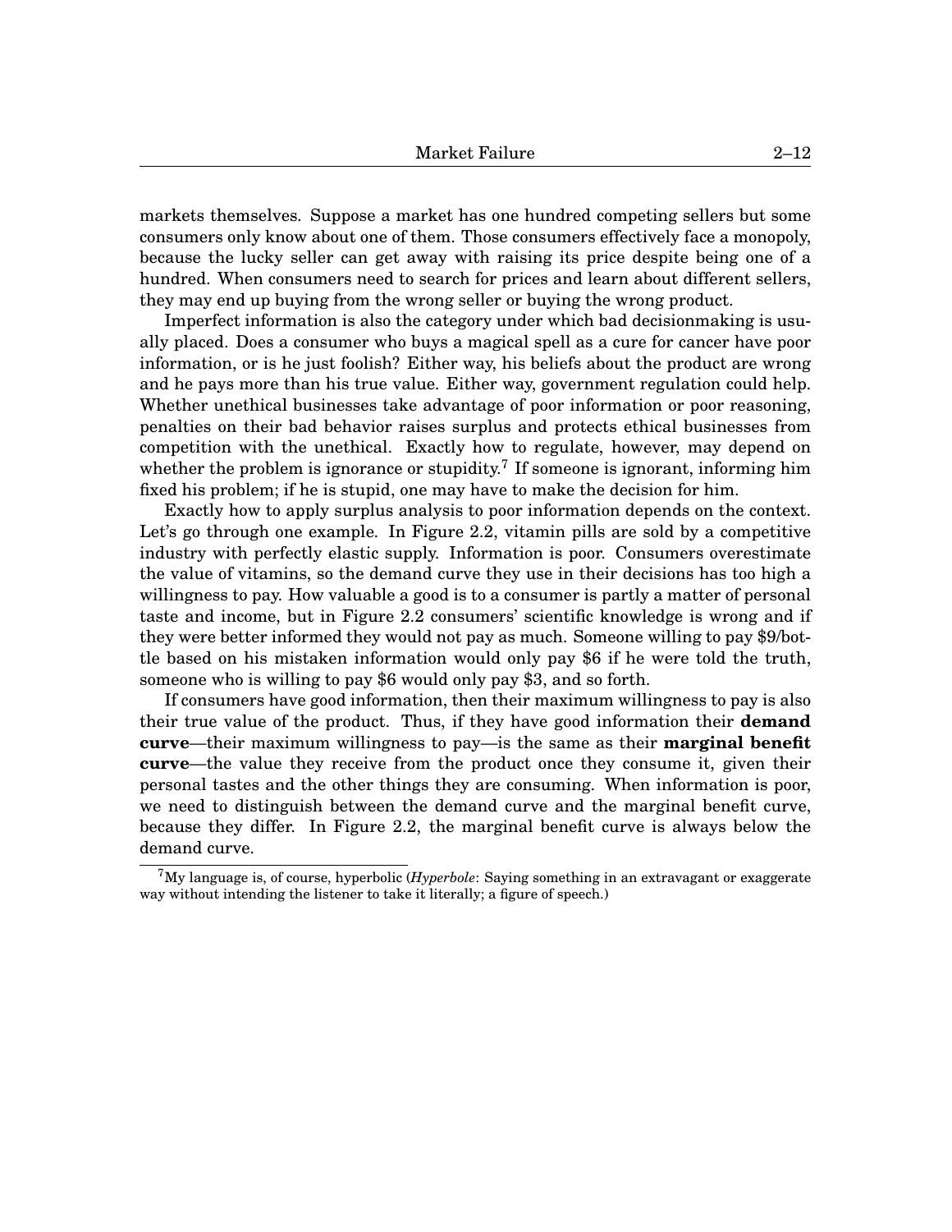markets themselves. Suppose a market has one hundred competing sellers but some consumers only know about one of them. Those consumers effectively face a monopoly, because the lucky seller can get away with raising its price despite being one of a hundred. When consumers need to search for prices and learn about different sellers, they may end up buying from the wrong seller or buying the wrong product.

Imperfect information is also the category under which bad decisionmaking is usually placed. Does a consumer who buys a magical spell as a cure for cancer have poor information, or is he just foolish? Either way, his beliefs about the product are wrong and he pays more than his true value. Either way, government regulation could help. Whether unethical businesses take advantage of poor information or poor reasoning, penalties on their bad behavior raises surplus and protects ethical businesses from competition with the unethical. Exactly how to regulate, however, may depend on whether the problem is ignorance or stupidity.[7] If someone is ignorant, informing him fixed his problem; if he is stupid, one may have to make the decision for him.

Exactly how to apply surplus analysis to poor information depends on the context. Let's go through one example. In Figure 2.2, vitamin pills are sold by a competitive industry with perfectly elastic supply. Information is poor. Consumers overestimate the value of vitamins, so the demand curve they use in their decisions has too high a willingness to pay. How valuable a good is to a consumer is partly a matter of personal taste and income, but in Figure 2.2 consumers' scientific knowledge is wrong and if they were better informed they would not pay as much. Someone willing to pay $9/bottle based on his mistaken information would only pay $6 if he were told the truth, someone who is willing to pay $6 would only pay $3, and so forth.

If consumers have good information, then their maximum willingness to pay is also their true value of the product. Thus, if they have good information their **demand curve**—their maximum willingness to pay—is the same as their **marginal benefit curve**—the value they receive from the product once they consume it, given their personal tastes and the other things they are consuming. When information is poor, we need to distinguish between the demand curve and the marginal benefit curve, because they differ. In Figure 2.2, the marginal benefit curve is always below the demand curve.

[7] My language is, of course, hyperbolic (*Hyperbole*: Saying something in an extravagant or exaggerate way without intending the listener to take it literally; a figure of speech.)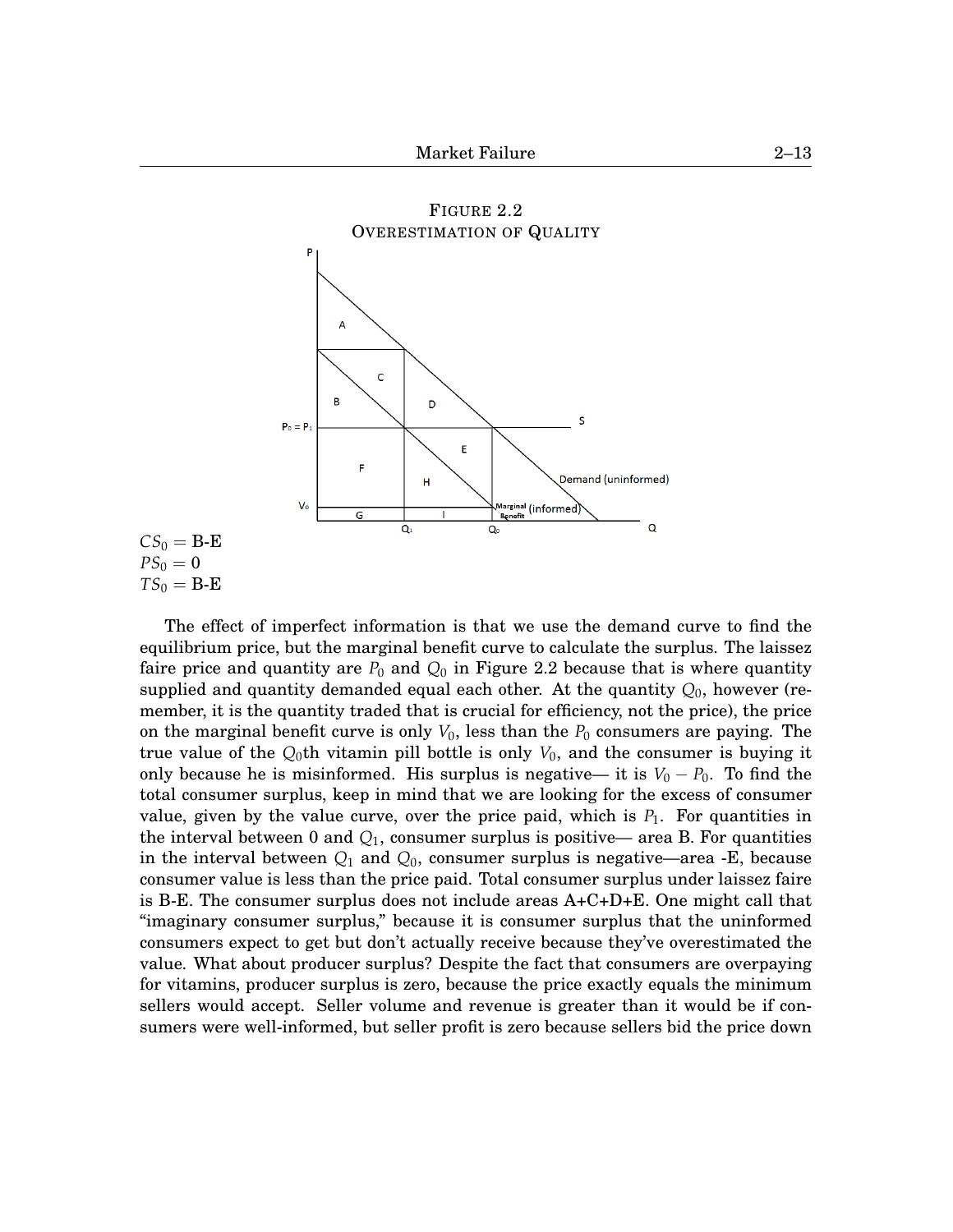FIGURE 2.2
OVERESTIMATION OF QUALITY

$CS_0 =$ **B-E**
$PS_0 = 0$
$TS_0 =$ **B-E**

The effect of imperfect information is that we use the demand curve to find the equilibrium price, but the marginal benefit curve to calculate the surplus. The laissez faire price and quantity are $P_0$ and $Q_0$ in Figure 2.2 because that is where quantity supplied and quantity demanded equal each other. At the quantity $Q_0$, however (remember, it is the quantity traded that is crucial for efficiency, not the price), the price on the marginal benefit curve is only $V_0$, less than the $P_0$ consumers are paying. The true value of the $Q_0$th vitamin pill bottle is only $V_0$, and the consumer is buying it only because he is misinformed. His surplus is negative— it is $V_0 - P_0$. To find the total consumer surplus, keep in mind that we are looking for the excess of consumer value, given by the value curve, over the price paid, which is $P_1$. For quantities in the interval between 0 and $Q_1$, consumer surplus is positive— area B. For quantities in the interval between $Q_1$ and $Q_0$, consumer surplus is negative—area -E, because consumer value is less than the price paid. Total consumer surplus under laissez faire is B-E. The consumer surplus does not include areas A+C+D+E. One might call that "imaginary consumer surplus," because it is consumer surplus that the uninformed consumers expect to get but don't actually receive because they've overestimated the value. What about producer surplus? Despite the fact that consumers are overpaying for vitamins, producer surplus is zero, because the price exactly equals the minimum sellers would accept. Seller volume and revenue is greater than it would be if consumers were well-informed, but seller profit is zero because sellers bid the price down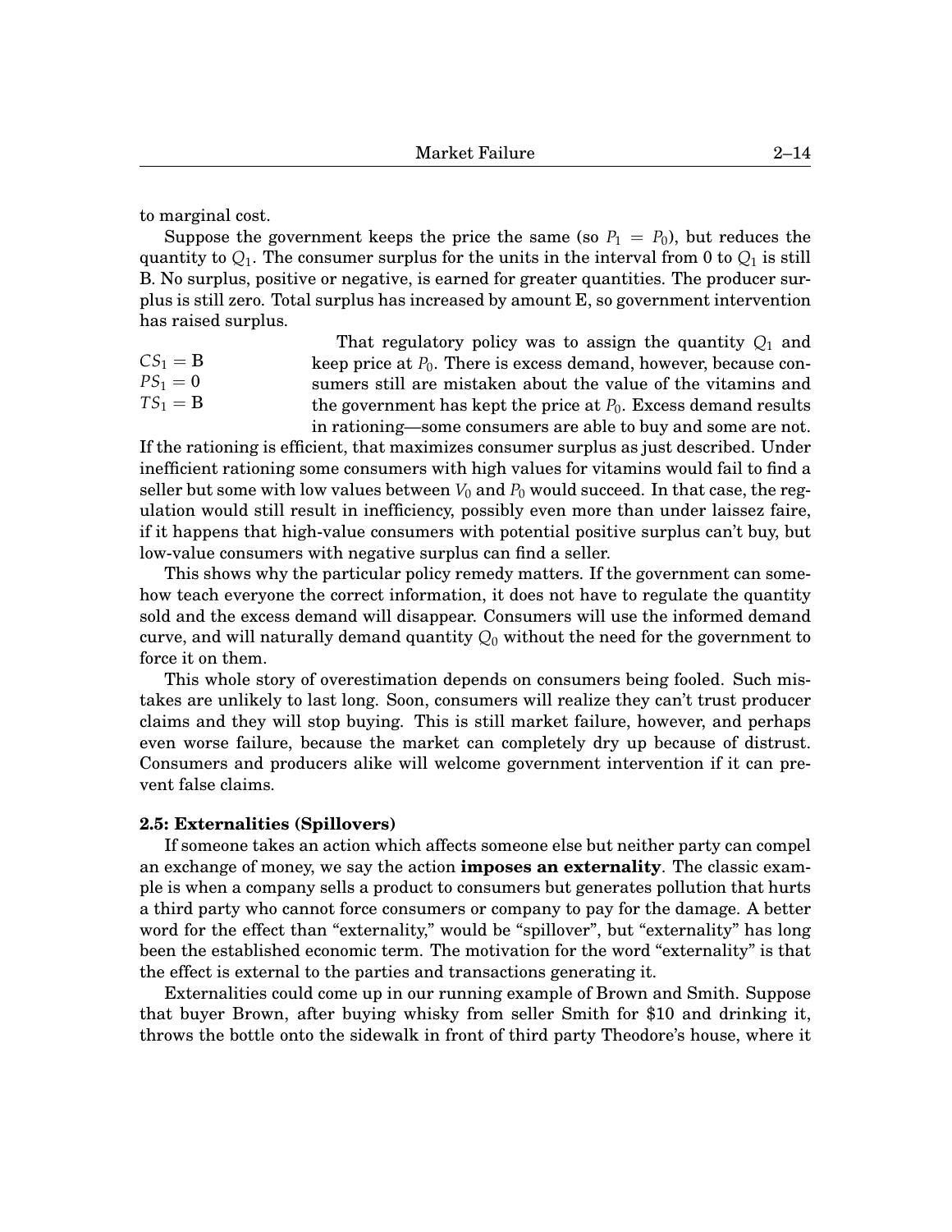to marginal cost.

Suppose the government keeps the price the same (so $P_1 = P_0$), but reduces the quantity to $Q_1$. The consumer surplus for the units in the interval from 0 to $Q_1$ is still B. No surplus, positive or negative, is earned for greater quantities. The producer surplus is still zero. Total surplus has increased by amount E, so government intervention has raised surplus.

$CS_1 = \text{B}$
$PS_1 = 0$
$TS_1 = \text{B}$

That regulatory policy was to assign the quantity $Q_1$ and keep price at $P_0$. There is excess demand, however, because consumers still are mistaken about the value of the vitamins and the government has kept the price at $P_0$. Excess demand results in rationing—some consumers are able to buy and some are not. If the rationing is efficient, that maximizes consumer surplus as just described. Under inefficient rationing some consumers with high values for vitamins would fail to find a seller but some with low values between $V_0$ and $P_0$ would succeed. In that case, the regulation would still result in inefficiency, possibly even more than under laissez faire, if it happens that high-value consumers with potential positive surplus can't buy, but low-value consumers with negative surplus can find a seller.

This shows why the particular policy remedy matters. If the government can somehow teach everyone the correct information, it does not have to regulate the quantity sold and the excess demand will disappear. Consumers will use the informed demand curve, and will naturally demand quantity $Q_0$ without the need for the government to force it on them.

This whole story of overestimation depends on consumers being fooled. Such mistakes are unlikely to last long. Soon, consumers will realize they can't trust producer claims and they will stop buying. This is still market failure, however, and perhaps even worse failure, because the market can completely dry up because of distrust. Consumers and producers alike will welcome government intervention if it can prevent false claims.

### 2.5: Externalities (Spillovers)

If someone takes an action which affects someone else but neither party can compel an exchange of money, we say the action **imposes an externality**. The classic example is when a company sells a product to consumers but generates pollution that hurts a third party who cannot force consumers or company to pay for the damage. A better word for the effect than "externality," would be "spillover", but "externality" has long been the established economic term. The motivation for the word "externality" is that the effect is external to the parties and transactions generating it.

Externalities could come up in our running example of Brown and Smith. Suppose that buyer Brown, after buying whisky from seller Smith for $10 and drinking it, throws the bottle onto the sidewalk in front of third party Theodore's house, where it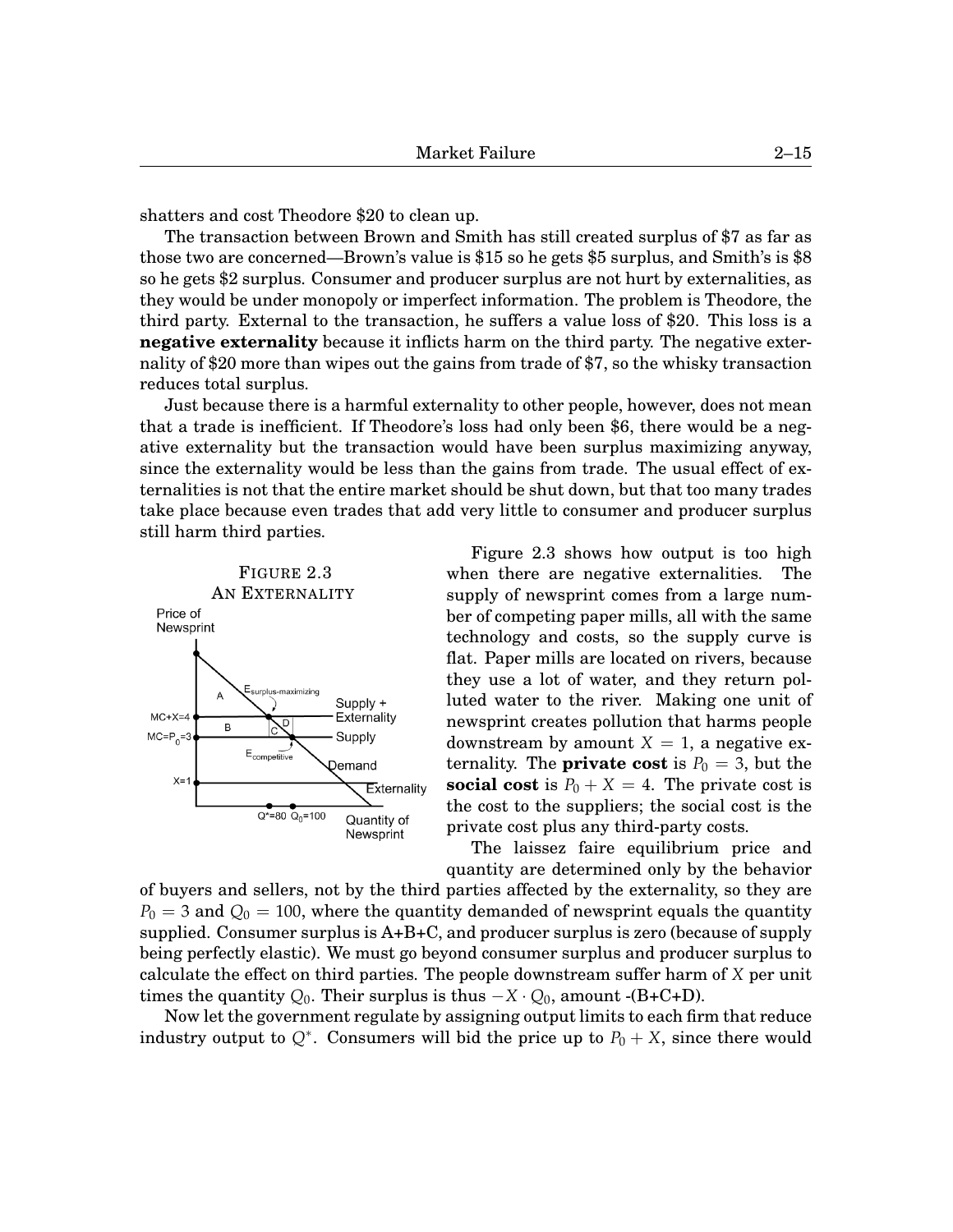shatters and cost Theodore $20 to clean up.

The transaction between Brown and Smith has still created surplus of $7 as far as those two are concerned—Brown's value is $15 so he gets $5 surplus, and Smith's is $8 so he gets $2 surplus. Consumer and producer surplus are not hurt by externalities, as they would be under monopoly or imperfect information. The problem is Theodore, the third party. External to the transaction, he suffers a value loss of $20. This loss is a **negative externality** because it inflicts harm on the third party. The negative externality of $20 more than wipes out the gains from trade of $7, so the whisky transaction reduces total surplus.

Just because there is a harmful externality to other people, however, does not mean that a trade is inefficient. If Theodore's loss had only been $6, there would be a negative externality but the transaction would have been surplus maximizing anyway, since the externality would be less than the gains from trade. The usual effect of externalities is not that the entire market should be shut down, but that too many trades take place because even trades that add very little to consumer and producer surplus still harm third parties.

FIGURE 2.3
AN EXTERNALITY

Figure 2.3 shows how output is too high when there are negative externalities. The supply of newsprint comes from a large number of competing paper mills, all with the same technology and costs, so the supply curve is flat. Paper mills are located on rivers, because they use a lot of water, and they return polluted water to the river. Making one unit of newsprint creates pollution that harms people downstream by amount $X = 1$, a negative externality. The **private cost** is $P_0 = 3$, but the **social cost** is $P_0 + X = 4$. The private cost is the cost to the suppliers; the social cost is the private cost plus any third-party costs.

The laissez faire equilibrium price and quantity are determined only by the behavior of buyers and sellers, not by the third parties affected by the externality, so they are $P_0 = 3$ and $Q_0 = 100$, where the quantity demanded of newsprint equals the quantity supplied. Consumer surplus is A+B+C, and producer surplus is zero (because of supply being perfectly elastic). We must go beyond consumer surplus and producer surplus to calculate the effect on third parties. The people downstream suffer harm of $X$ per unit times the quantity $Q_0$. Their surplus is thus $-X \cdot Q_0$, amount -(B+C+D).

Now let the government regulate by assigning output limits to each firm that reduce industry output to $Q^*$. Consumers will bid the price up to $P_0 + X$, since there would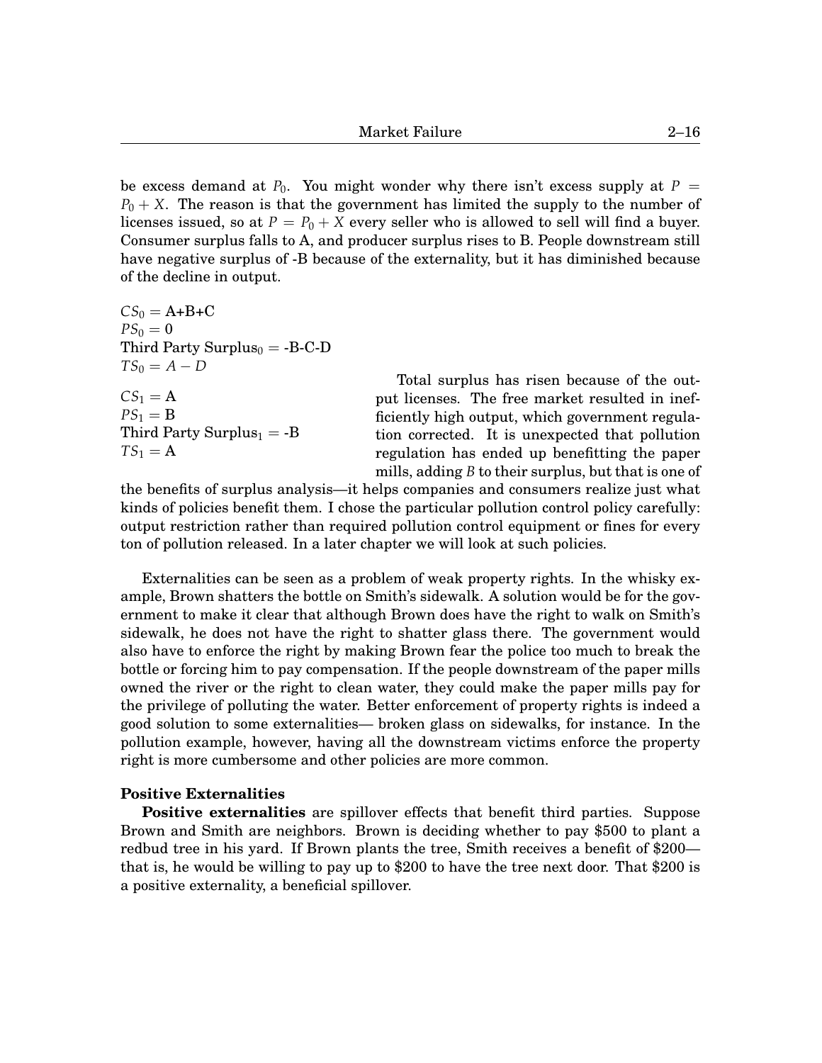be excess demand at $P_0$. You might wonder why there isn't excess supply at $P = P_0 + X$. The reason is that the government has limited the supply to the number of licenses issued, so at $P = P_0 + X$ every seller who is allowed to sell will find a buyer. Consumer surplus falls to A, and producer surplus rises to B. People downstream still have negative surplus of -B because of the externality, but it has diminished because of the decline in output.

$CS_0$ = A+B+C
$PS_0 = 0$
Third Party Surplus$_0$ = -B-C-D
$TS_0 = A - D$

$CS_1$ = A
$PS_1$ = B
Third Party Surplus$_1$ = -B
$TS_1$ = A

Total surplus has risen because of the output licenses. The free market resulted in inefficiently high output, which government regulation corrected. It is unexpected that pollution regulation has ended up benefitting the paper mills, adding $B$ to their surplus, but that is one of the benefits of surplus analysis—it helps companies and consumers realize just what kinds of policies benefit them. I chose the particular pollution control policy carefully: output restriction rather than required pollution control equipment or fines for every ton of pollution released. In a later chapter we will look at such policies.

Externalities can be seen as a problem of weak property rights. In the whisky example, Brown shatters the bottle on Smith's sidewalk. A solution would be for the government to make it clear that although Brown does have the right to walk on Smith's sidewalk, he does not have the right to shatter glass there. The government would also have to enforce the right by making Brown fear the police too much to break the bottle or forcing him to pay compensation. If the people downstream of the paper mills owned the river or the right to clean water, they could make the paper mills pay for the privilege of polluting the water. Better enforcement of property rights is indeed a good solution to some externalities— broken glass on sidewalks, for instance. In the pollution example, however, having all the downstream victims enforce the property right is more cumbersome and other policies are more common.

**Positive Externalities**

**Positive externalities** are spillover effects that benefit third parties. Suppose Brown and Smith are neighbors. Brown is deciding whether to pay \$500 to plant a redbud tree in his yard. If Brown plants the tree, Smith receives a benefit of \$200—that is, he would be willing to pay up to \$200 to have the tree next door. That \$200 is a positive externality, a beneficial spillover.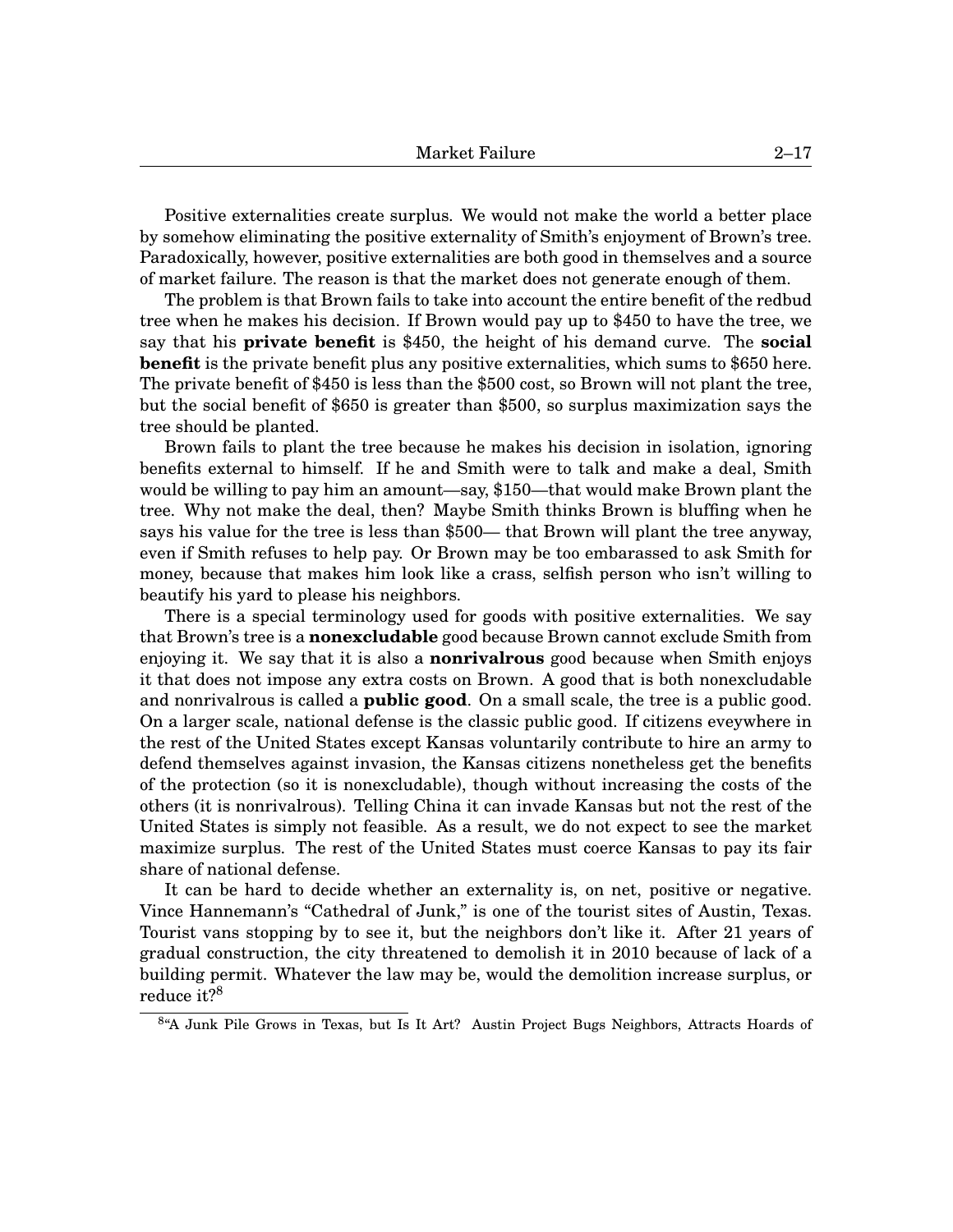Positive externalities create surplus. We would not make the world a better place by somehow eliminating the positive externality of Smith's enjoyment of Brown's tree. Paradoxically, however, positive externalities are both good in themselves and a source of market failure. The reason is that the market does not generate enough of them.

The problem is that Brown fails to take into account the entire benefit of the redbud tree when he makes his decision. If Brown would pay up to $450 to have the tree, we say that his **private benefit** is $450, the height of his demand curve. The **social benefit** is the private benefit plus any positive externalities, which sums to $650 here. The private benefit of $450 is less than the $500 cost, so Brown will not plant the tree, but the social benefit of $650 is greater than $500, so surplus maximization says the tree should be planted.

Brown fails to plant the tree because he makes his decision in isolation, ignoring benefits external to himself. If he and Smith were to talk and make a deal, Smith would be willing to pay him an amount—say, $150—that would make Brown plant the tree. Why not make the deal, then? Maybe Smith thinks Brown is bluffing when he says his value for the tree is less than $500— that Brown will plant the tree anyway, even if Smith refuses to help pay. Or Brown may be too embarassed to ask Smith for money, because that makes him look like a crass, selfish person who isn't willing to beautify his yard to please his neighbors.

There is a special terminology used for goods with positive externalities. We say that Brown's tree is a **nonexcludable** good because Brown cannot exclude Smith from enjoying it. We say that it is also a **nonrivalrous** good because when Smith enjoys it that does not impose any extra costs on Brown. A good that is both nonexcludable and nonrivalrous is called a **public good**. On a small scale, the tree is a public good. On a larger scale, national defense is the classic public good. If citizens eveywhere in the rest of the United States except Kansas voluntarily contribute to hire an army to defend themselves against invasion, the Kansas citizens nonetheless get the benefits of the protection (so it is nonexcludable), though without increasing the costs of the others (it is nonrivalrous). Telling China it can invade Kansas but not the rest of the United States is simply not feasible. As a result, we do not expect to see the market maximize surplus. The rest of the United States must coerce Kansas to pay its fair share of national defense.

It can be hard to decide whether an externality is, on net, positive or negative. Vince Hannemann's "Cathedral of Junk," is one of the tourist sites of Austin, Texas. Tourist vans stopping by to see it, but the neighbors don't like it. After 21 years of gradual construction, the city threatened to demolish it in 2010 because of lack of a building permit. Whatever the law may be, would the demolition increase surplus, or reduce it?[8]

[8] "A Junk Pile Grows in Texas, but Is It Art? Austin Project Bugs Neighbors, Attracts Hoards of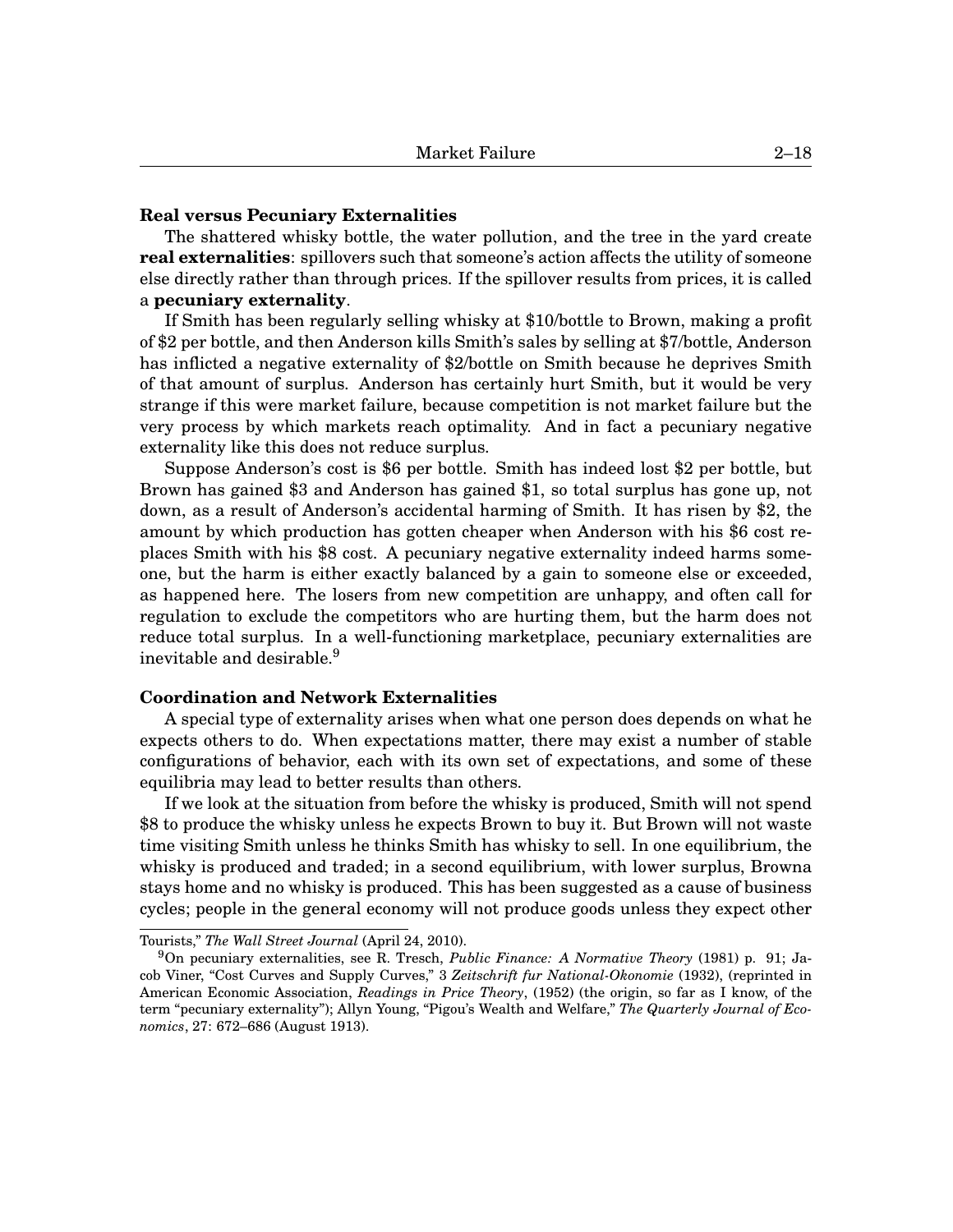**Real versus Pecuniary Externalities**

The shattered whisky bottle, the water pollution, and the tree in the yard create **real externalities**: spillovers such that someone's action affects the utility of someone else directly rather than through prices. If the spillover results from prices, it is called a **pecuniary externality**.

If Smith has been regularly selling whisky at $10/bottle to Brown, making a profit of $2 per bottle, and then Anderson kills Smith's sales by selling at $7/bottle, Anderson has inflicted a negative externality of $2/bottle on Smith because he deprives Smith of that amount of surplus. Anderson has certainly hurt Smith, but it would be very strange if this were market failure, because competition is not market failure but the very process by which markets reach optimality. And in fact a pecuniary negative externality like this does not reduce surplus.

Suppose Anderson's cost is $6 per bottle. Smith has indeed lost $2 per bottle, but Brown has gained $3 and Anderson has gained $1, so total surplus has gone up, not down, as a result of Anderson's accidental harming of Smith. It has risen by $2, the amount by which production has gotten cheaper when Anderson with his $6 cost replaces Smith with his $8 cost. A pecuniary negative externality indeed harms someone, but the harm is either exactly balanced by a gain to someone else or exceeded, as happened here. The losers from new competition are unhappy, and often call for regulation to exclude the competitors who are hurting them, but the harm does not reduce total surplus. In a well-functioning marketplace, pecuniary externalities are inevitable and desirable.[9]

**Coordination and Network Externalities**

A special type of externality arises when what one person does depends on what he expects others to do. When expectations matter, there may exist a number of stable configurations of behavior, each with its own set of expectations, and some of these equilibria may lead to better results than others.

If we look at the situation from before the whisky is produced, Smith will not spend $8 to produce the whisky unless he expects Brown to buy it. But Brown will not waste time visiting Smith unless he thinks Smith has whisky to sell. In one equilibrium, the whisky is produced and traded; in a second equilibrium, with lower surplus, Browna stays home and no whisky is produced. This has been suggested as a cause of business cycles; people in the general economy will not produce goods unless they expect other

---

Tourists," *The Wall Street Journal* (April 24, 2010).

[9] On pecuniary externalities, see R. Tresch, *Public Finance: A Normative Theory* (1981) p. 91; Jacob Viner, "Cost Curves and Supply Curves," 3 *Zeitschrift fur National-Okonomie* (1932), (reprinted in American Economic Association, *Readings in Price Theory*, (1952) (the origin, so far as I know, of the term "pecuniary externality"); Allyn Young, "Pigou's Wealth and Welfare," *The Quarterly Journal of Economics*, 27: 672–686 (August 1913).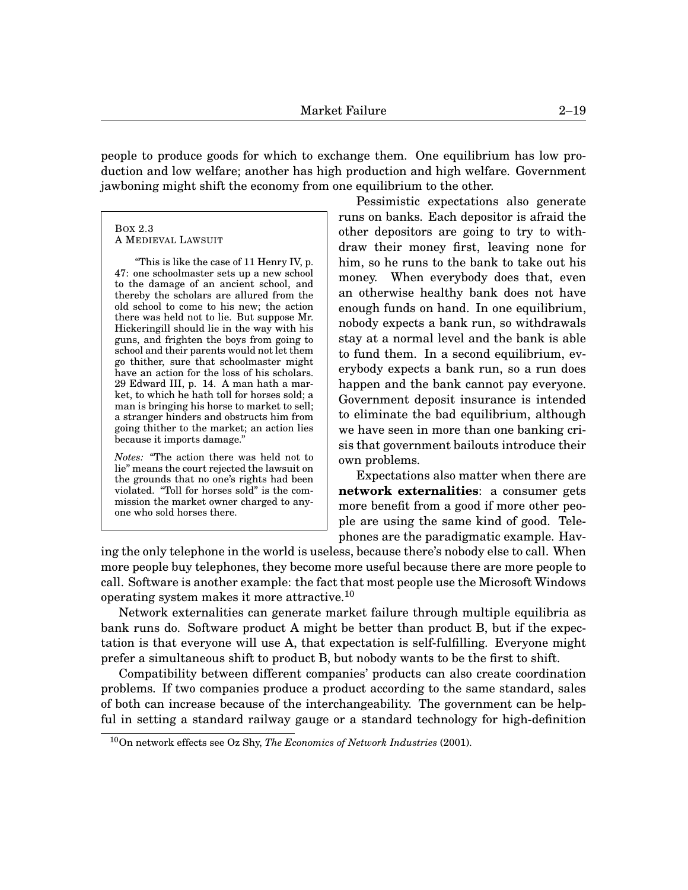people to produce goods for which to exchange them. One equilibrium has low production and low welfare; another has high production and high welfare. Government jawboning might shift the economy from one equilibrium to the other.

> BOX 2.3
> A MEDIEVAL LAWSUIT
>
> "This is like the case of 11 Henry IV, p. 47: one schoolmaster sets up a new school to the damage of an ancient school, and thereby the scholars are allured from the old school to come to his new; the action there was held not to lie. But suppose Mr. Hickeringill should lie in the way with his guns, and frighten the boys from going to school and their parents would not let them go thither, sure that schoolmaster might have an action for the loss of his scholars. 29 Edward III, p. 14. A man hath a market, to which he hath toll for horses sold; a man is bringing his horse to market to sell; a stranger hinders and obstructs him from going thither to the market; an action lies because it imports damage."
>
> *Notes:* "The action there was held not to lie" means the court rejected the lawsuit on the grounds that no one's rights had been violated. "Toll for horses sold" is the commission the market owner charged to anyone who sold horses there.

Pessimistic expectations also generate runs on banks. Each depositor is afraid the other depositors are going to try to withdraw their money first, leaving none for him, so he runs to the bank to take out his money. When everybody does that, even an otherwise healthy bank does not have enough funds on hand. In one equilibrium, nobody expects a bank run, so withdrawals stay at a normal level and the bank is able to fund them. In a second equilibrium, everybody expects a bank run, so a run does happen and the bank cannot pay everyone. Government deposit insurance is intended to eliminate the bad equilibrium, although we have seen in more than one banking crisis that government bailouts introduce their own problems.

Expectations also matter when there are **network externalities**: a consumer gets more benefit from a good if more other people are using the same kind of good. Telephones are the paradigmatic example. Having the only telephone in the world is useless, because there's nobody else to call. When more people buy telephones, they become more useful because there are more people to call. Software is another example: the fact that most people use the Microsoft Windows operating system makes it more attractive.[10]

Network externalities can generate market failure through multiple equilibria as bank runs do. Software product A might be better than product B, but if the expectation is that everyone will use A, that expectation is self-fulfilling. Everyone might prefer a simultaneous shift to product B, but nobody wants to be the first to shift.

Compatibility between different companies' products can also create coordination problems. If two companies produce a product according to the same standard, sales of both can increase because of the interchangeability. The government can be helpful in setting a standard railway gauge or a standard technology for high-definition

[10] On network effects see Oz Shy, *The Economics of Network Industries* (2001).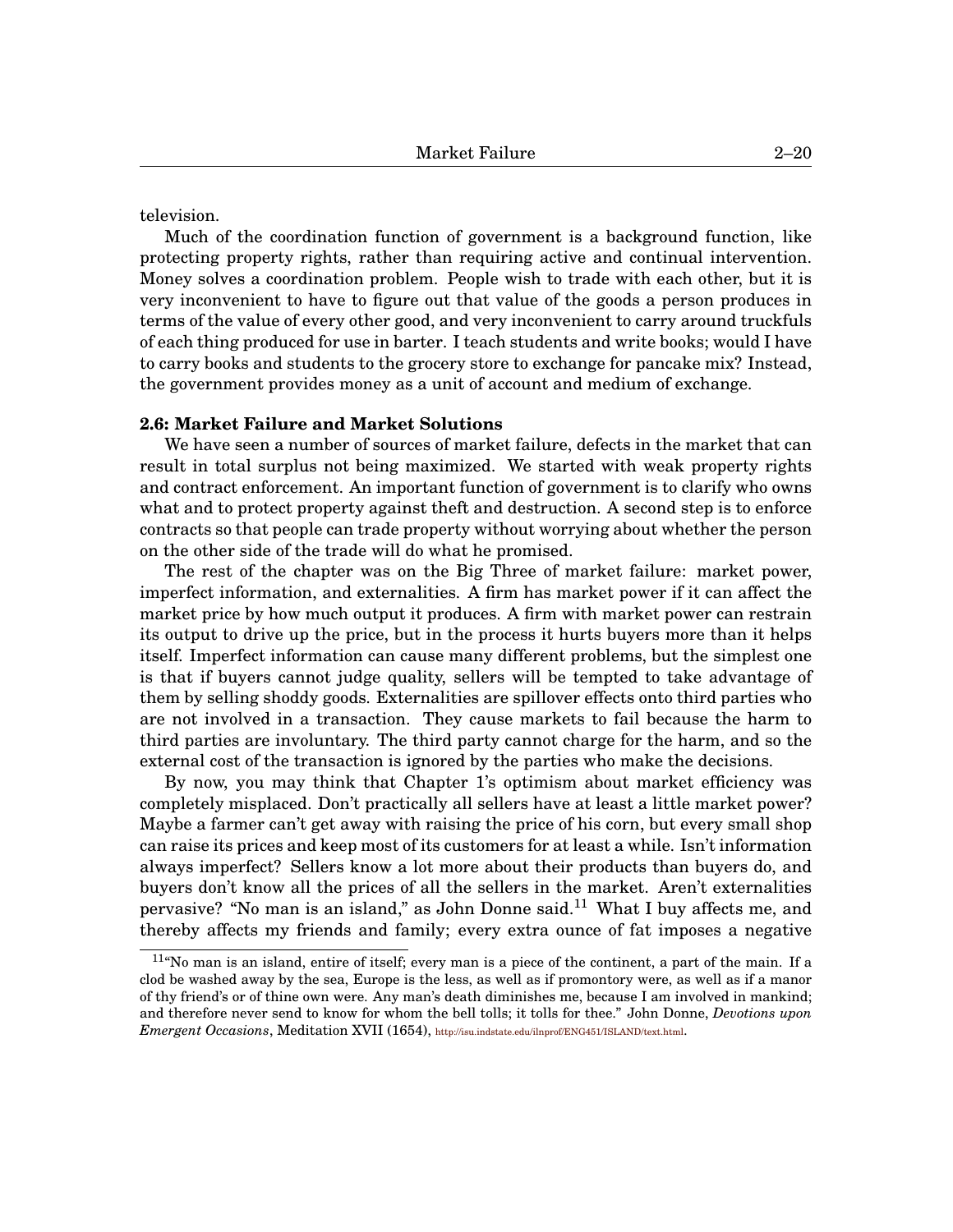television.

Much of the coordination function of government is a background function, like protecting property rights, rather than requiring active and continual intervention. Money solves a coordination problem. People wish to trade with each other, but it is very inconvenient to have to figure out that value of the goods a person produces in terms of the value of every other good, and very inconvenient to carry around truckfuls of each thing produced for use in barter. I teach students and write books; would I have to carry books and students to the grocery store to exchange for pancake mix? Instead, the government provides money as a unit of account and medium of exchange.

**2.6: Market Failure and Market Solutions**

We have seen a number of sources of market failure, defects in the market that can result in total surplus not being maximized. We started with weak property rights and contract enforcement. An important function of government is to clarify who owns what and to protect property against theft and destruction. A second step is to enforce contracts so that people can trade property without worrying about whether the person on the other side of the trade will do what he promised.

The rest of the chapter was on the Big Three of market failure: market power, imperfect information, and externalities. A firm has market power if it can affect the market price by how much output it produces. A firm with market power can restrain its output to drive up the price, but in the process it hurts buyers more than it helps itself. Imperfect information can cause many different problems, but the simplest one is that if buyers cannot judge quality, sellers will be tempted to take advantage of them by selling shoddy goods. Externalities are spillover effects onto third parties who are not involved in a transaction. They cause markets to fail because the harm to third parties are involuntary. The third party cannot charge for the harm, and so the external cost of the transaction is ignored by the parties who make the decisions.

By now, you may think that Chapter 1's optimism about market efficiency was completely misplaced. Don't practically all sellers have at least a little market power? Maybe a farmer can't get away with raising the price of his corn, but every small shop can raise its prices and keep most of its customers for at least a while. Isn't information always imperfect? Sellers know a lot more about their products than buyers do, and buyers don't know all the prices of all the sellers in the market. Aren't externalities pervasive? "No man is an island," as John Donne said.[11] What I buy affects me, and thereby affects my friends and family; every extra ounce of fat imposes a negative

[11] "No man is an island, entire of itself; every man is a piece of the continent, a part of the main. If a clod be washed away by the sea, Europe is the less, as well as if promontory were, as well as if a manor of thy friend's or of thine own were. Any man's death diminishes me, because I am involved in mankind; and therefore never send to know for whom the bell tolls; it tolls for thee." John Donne, *Devotions upon Emergent Occasions*, Meditation XVII (1654), http://isu.indstate.edu/ilnprof/ENG451/ISLAND/text.html.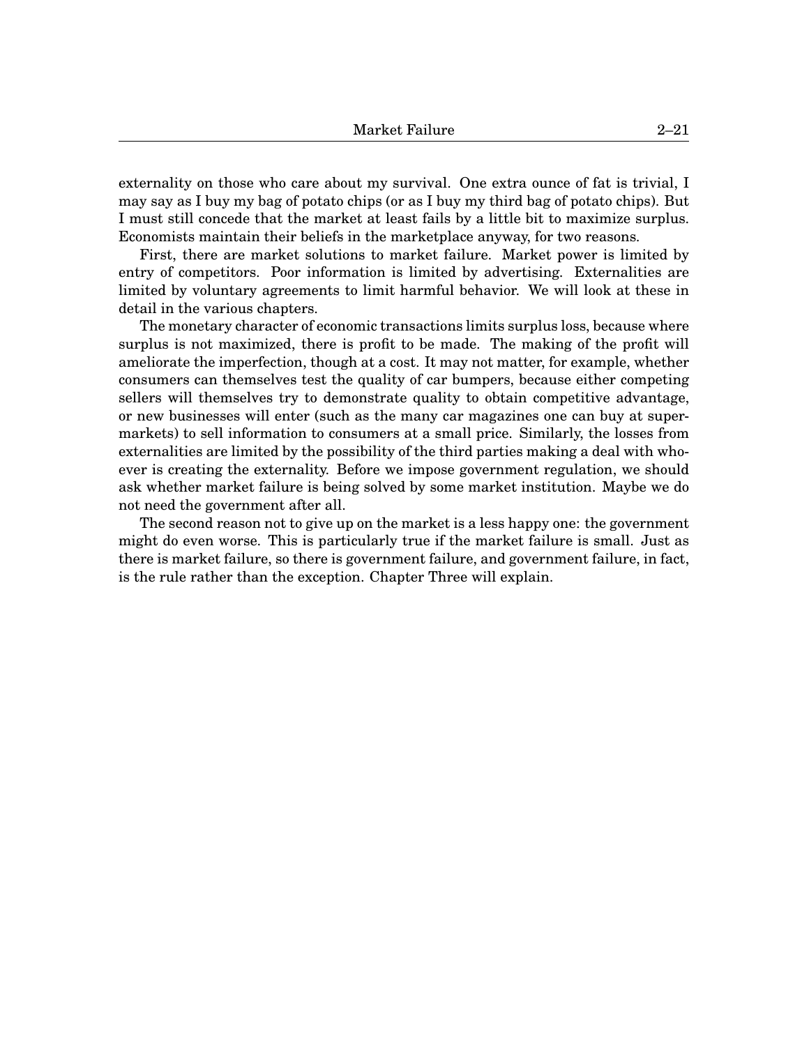externality on those who care about my survival. One extra ounce of fat is trivial, I may say as I buy my bag of potato chips (or as I buy my third bag of potato chips). But I must still concede that the market at least fails by a little bit to maximize surplus. Economists maintain their beliefs in the marketplace anyway, for two reasons.

First, there are market solutions to market failure. Market power is limited by entry of competitors. Poor information is limited by advertising. Externalities are limited by voluntary agreements to limit harmful behavior. We will look at these in detail in the various chapters.

The monetary character of economic transactions limits surplus loss, because where surplus is not maximized, there is profit to be made. The making of the profit will ameliorate the imperfection, though at a cost. It may not matter, for example, whether consumers can themselves test the quality of car bumpers, because either competing sellers will themselves try to demonstrate quality to obtain competitive advantage, or new businesses will enter (such as the many car magazines one can buy at supermarkets) to sell information to consumers at a small price. Similarly, the losses from externalities are limited by the possibility of the third parties making a deal with whoever is creating the externality. Before we impose government regulation, we should ask whether market failure is being solved by some market institution. Maybe we do not need the government after all.

The second reason not to give up on the market is a less happy one: the government might do even worse. This is particularly true if the market failure is small. Just as there is market failure, so there is government failure, and government failure, in fact, is the rule rather than the exception. Chapter Three will explain.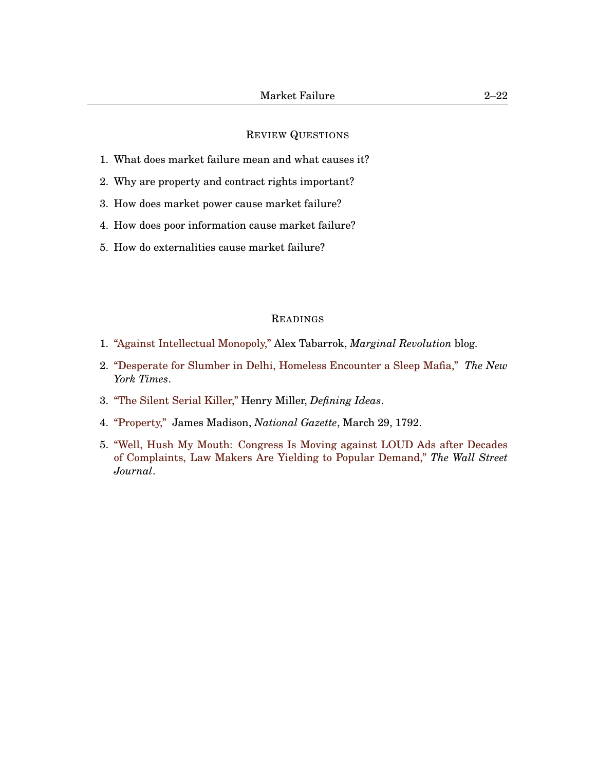## Review Questions

1. What does market failure mean and what causes it?
2. Why are property and contract rights important?
3. How does market power cause market failure?
4. How does poor information cause market failure?
5. How do externalities cause market failure?

## Readings

1. "Against Intellectual Monopoly," Alex Tabarrok, *Marginal Revolution* blog.
2. "Desperate for Slumber in Delhi, Homeless Encounter a Sleep Mafia," *The New York Times*.
3. "The Silent Serial Killer," Henry Miller, *Defining Ideas*.
4. "Property," James Madison, *National Gazette*, March 29, 1792.
5. "Well, Hush My Mouth: Congress Is Moving against LOUD Ads after Decades of Complaints, Law Makers Are Yielding to Popular Demand," *The Wall Street Journal*.